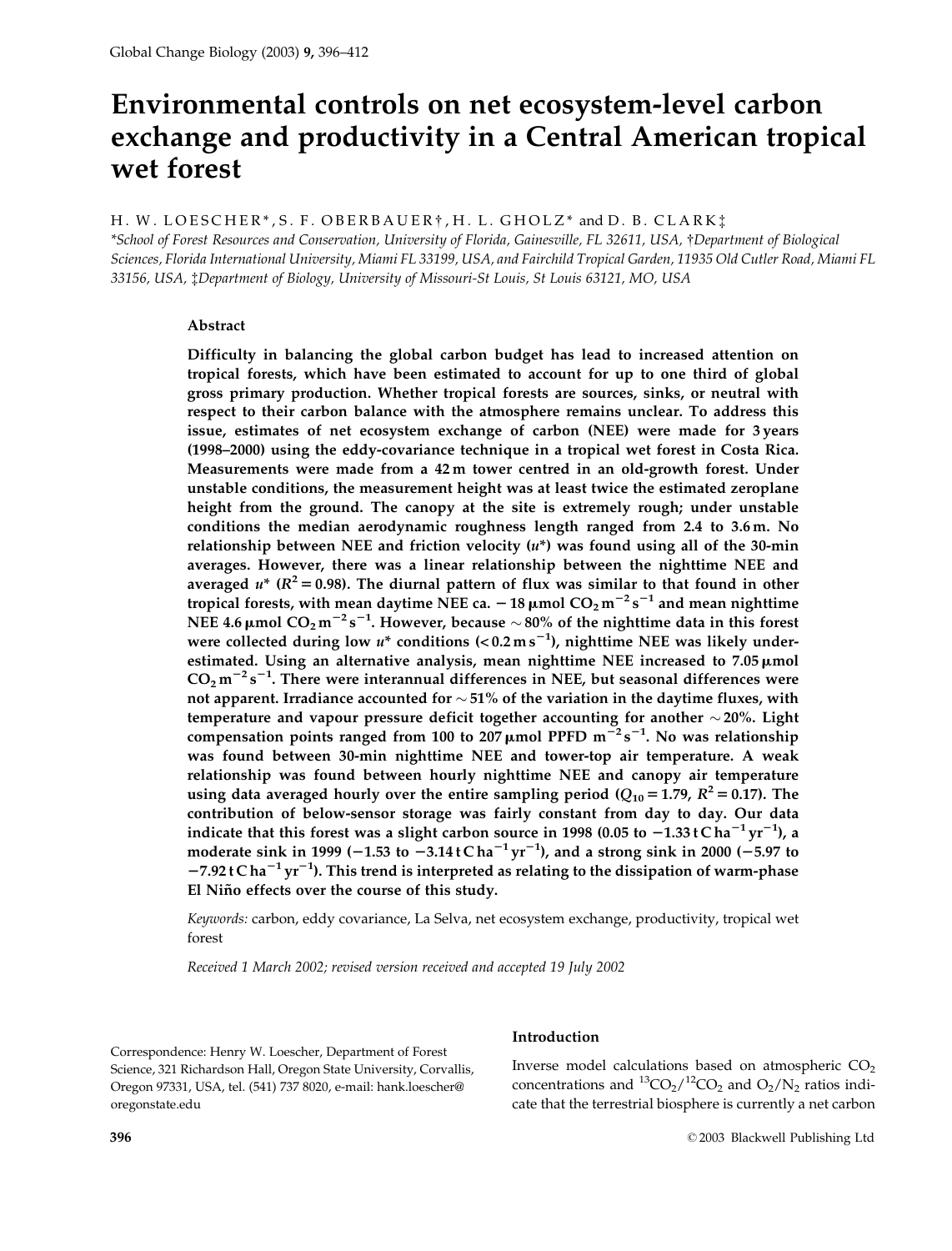# Environmental controls on net ecosystem-level carbon exchange and productivity in a Central American tropical wet forest

H. W. LOESCHER*, S. F. OBERBAUER†, H. L. GHOLZ* and D. B. CLARK‡

*School of Forest Resources and Conservation, University of Florida, Gainesville, FL 32611, USA, †Department of Biological Sciences, Florida International University, Miami FL 33199, USA, and Fairchild Tropical Garden, 11935 Old Cutler Road, Miami FL 33156, USA, ‡Department of Biology, University of Missouri-St Louis, St Louis 63121, MO, USA

## Abstract

**Difficulty in balancing the global carbon budget has lead to increased attention on tropical forests, which have been estimated to account for up to one third of global gross primary production. Whether tropical forests are sources, sinks, or neutral with respect to their carbon balance with the atmosphere remains unclear. To address this issue, estimates of net ecosystem exchange of carbon (NEE) were made for 3 years (1998–2000) using the eddy-covariance technique in a tropical wet forest in Costa Rica. Measurements were made from a 42 m tower centred in an old-growth forest. Under unstable conditions, the measurement height was at least twice the estimated zeroplane height from the ground. The canopy at the site is extremely rough; under unstable conditions the median aerodynamic roughness length ranged from 2.4 to 3.6 m. No relationship between NEE and friction velocity ($u$*) was found using all of the 30-min averages. However, there was a linear relationship between the nighttime NEE and averaged $u$* ($R^2 = 0.98$). The diurnal pattern of flux was similar to that found in other tropical forests, with mean daytime NEE ca. $-18$ μmol $CO_2$ $m^{-2}$ $s^{-1}$ and mean nighttime NEE 4.6 μmol $CO_2$ $m^{-2}$ $s^{-1}$. However, because ~80% of the nighttime data in this forest were collected during low $u$* conditions (< 0.2 m $s^{-1}$), nighttime NEE was likely underestimated. Using an alternative analysis, mean nighttime NEE increased to 7.05 μmol $CO_2$ $m^{-2}$ $s^{-1}$. There were interannual differences in NEE, but seasonal differences were not apparent. Irradiance accounted for ~51% of the variation in the daytime fluxes, with temperature and vapour pressure deficit together accounting for another ~20%. Light compensation points ranged from 100 to 207 μmol PPFD $m^{-2}$ $s^{-1}$. No was relationship was found between 30-min nighttime NEE and tower-top air temperature. A weak relationship was found between hourly nighttime NEE and canopy air temperature using data averaged hourly over the entire sampling period ($Q_{10} = 1.79$, $R^2 = 0.17$). The contribution of below-sensor storage was fairly constant from day to day. Our data indicate that this forest was a slight carbon source in 1998 (0.05 to $-1.33$ t C $ha^{-1}$ $yr^{-1}$), a moderate sink in 1999 ($-1.53$ to $-3.14$ t C $ha^{-1}$ $yr^{-1}$), and a strong sink in 2000 ($-5.97$ to $-7.92$ t C $ha^{-1}$ $yr^{-1}$). This trend is interpreted as relating to the dissipation of warm-phase El Niño effects over the course of this study.**

*Keywords:* carbon, eddy covariance, La Selva, net ecosystem exchange, productivity, tropical wet forest

*Received 1 March 2002; revised version received and accepted 19 July 2002*

## Introduction

Inverse model calculations based on atmospheric $CO_2$ concentrations and $^{13}CO_2/^{12}CO_2$ and $O_2/N_2$ ratios indicate that the terrestrial biosphere is currently a net carbon

Correspondence: Henry W. Loescher, Department of Forest Science, 321 Richardson Hall, Oregon State University, Corvallis, Oregon 97331, USA, tel. (541) 737 8020, e-mail: hank.loescher@oregonstate.edu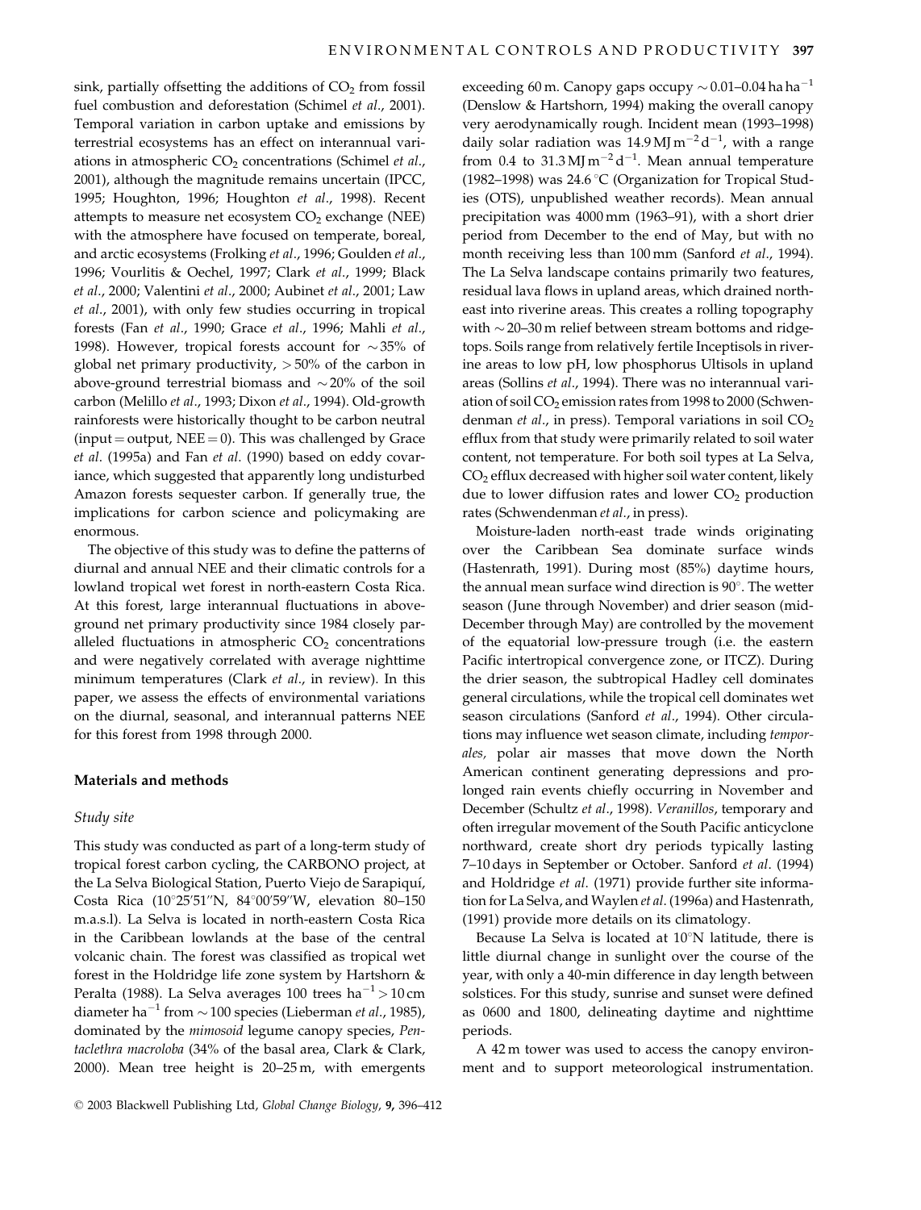sink, partially offsetting the additions of $CO_2$ from fossil fuel combustion and deforestation (Schimel *et al*., 2001). Temporal variation in carbon uptake and emissions by terrestrial ecosystems has an effect on interannual variations in atmospheric $CO_2$ concentrations (Schimel *et al*., 2001), although the magnitude remains uncertain (IPCC, 1995; Houghton, 1996; Houghton *et al*., 1998). Recent attempts to measure net ecosystem $CO_2$ exchange (NEE) with the atmosphere have focused on temperate, boreal, and arctic ecosystems (Frolking *et al*., 1996; Goulden *et al*., 1996; Vourlitis & Oechel, 1997; Clark *et al*., 1999; Black *et al*., 2000; Valentini *et al*., 2000; Aubinet *et al*., 2001; Law *et al*., 2001), with only few studies occurring in tropical forests (Fan *et al*., 1990; Grace *et al*., 1996; Mahli *et al*., 1998). However, tropical forests account for $\sim$35% of global net primary productivity, >50% of the carbon in above-ground terrestrial biomass and $\sim$20% of the soil carbon (Melillo *et al*., 1993; Dixon *et al*., 1994). Old-growth rainforests were historically thought to be carbon neutral (input = output, NEE = 0). This was challenged by Grace *et al*. (1995a) and Fan *et al*. (1990) based on eddy covariance, which suggested that apparently long undisturbed Amazon forests sequester carbon. If generally true, the implications for carbon science and policymaking are enormous.

The objective of this study was to define the patterns of diurnal and annual NEE and their climatic controls for a lowland tropical wet forest in north-eastern Costa Rica. At this forest, large interannual fluctuations in above-ground net primary productivity since 1984 closely paralleled fluctuations in atmospheric $CO_2$ concentrations and were negatively correlated with average nighttime minimum temperatures (Clark *et al*., in review). In this paper, we assess the effects of environmental variations on the diurnal, seasonal, and interannual patterns NEE for this forest from 1998 through 2000.

## Materials and methods

### Study site

This study was conducted as part of a long-term study of tropical forest carbon cycling, the CARBONO project, at the La Selva Biological Station, Puerto Viejo de Sarapiquí, Costa Rica (10°25′51″N, 84°00′59″W, elevation 80–150 m.a.s.l). La Selva is located in north-eastern Costa Rica in the Caribbean lowlands at the base of the central volcanic chain. The forest was classified as tropical wet forest in the Holdridge life zone system by Hartshorn & Peralta (1988). La Selva averages 100 trees ha$^{-1}$ > 10 cm diameter ha$^{-1}$ from $\sim$100 species (Lieberman *et al*., 1985), dominated by the *mimosoid* legume canopy species, *Pentaclethra macroloba* (34% of the basal area, Clark & Clark, 2000). Mean tree height is 20–25 m, with emergents exceeding 60 m. Canopy gaps occupy $\sim$0.01–0.04 ha ha$^{-1}$ (Denslow & Hartshorn, 1994) making the overall canopy very aerodynamically rough. Incident mean (1993–1998) daily solar radiation was 14.9 MJ m$^{-2}$ d$^{-1}$, with a range from 0.4 to 31.3 MJ m$^{-2}$ d$^{-1}$. Mean annual temperature (1982–1998) was 24.6 °C (Organization for Tropical Studies (OTS), unpublished weather records). Mean annual precipitation was 4000 mm (1963–91), with a short drier period from December to the end of May, but with no month receiving less than 100 mm (Sanford *et al*., 1994). The La Selva landscape contains primarily two features, residual lava flows in upland areas, which drained north-east into riverine areas. This creates a rolling topography with $\sim$20–30 m relief between stream bottoms and ridgetops. Soils range from relatively fertile Inceptisols in riverine areas to low pH, low phosphorus Ultisols in upland areas (Sollins *et al*., 1994). There was no interannual variation of soil $CO_2$ emission rates from 1998 to 2000 (Schwendenman *et al*., in press). Temporal variations in soil $CO_2$ efflux from that study were primarily related to soil water content, not temperature. For both soil types at La Selva, $CO_2$ efflux decreased with higher soil water content, likely due to lower diffusion rates and lower $CO_2$ production rates (Schwendenman *et al*., in press).

Moisture-laden north-east trade winds originating over the Caribbean Sea dominate surface winds (Hastenrath, 1991). During most (85%) daytime hours, the annual mean surface wind direction is 90°. The wetter season (June through November) and drier season (mid-December through May) are controlled by the movement of the equatorial low-pressure trough (i.e. the eastern Pacific intertropical convergence zone, or ITCZ). During the drier season, the subtropical Hadley cell dominates general circulations, while the tropical cell dominates wet season circulations (Sanford *et al*., 1994). Other circulations may influence wet season climate, including *temporales,* polar air masses that move down the North American continent generating depressions and prolonged rain events chiefly occurring in November and December (Schultz *et al*., 1998). *Veranillos*, temporary and often irregular movement of the South Pacific anticyclone northward, create short dry periods typically lasting 7–10 days in September or October. Sanford *et al*. (1994) and Holdridge *et al*. (1971) provide further site information for La Selva, and Waylen *et al*. (1996a) and Hastenrath, (1991) provide more details on its climatology.

Because La Selva is located at 10°N latitude, there is little diurnal change in sunlight over the course of the year, with only a 40-min difference in day length between solstices. For this study, sunrise and sunset were defined as 0600 and 1800, delineating daytime and nighttime periods.

A 42 m tower was used to access the canopy environment and to support meteorological instrumentation.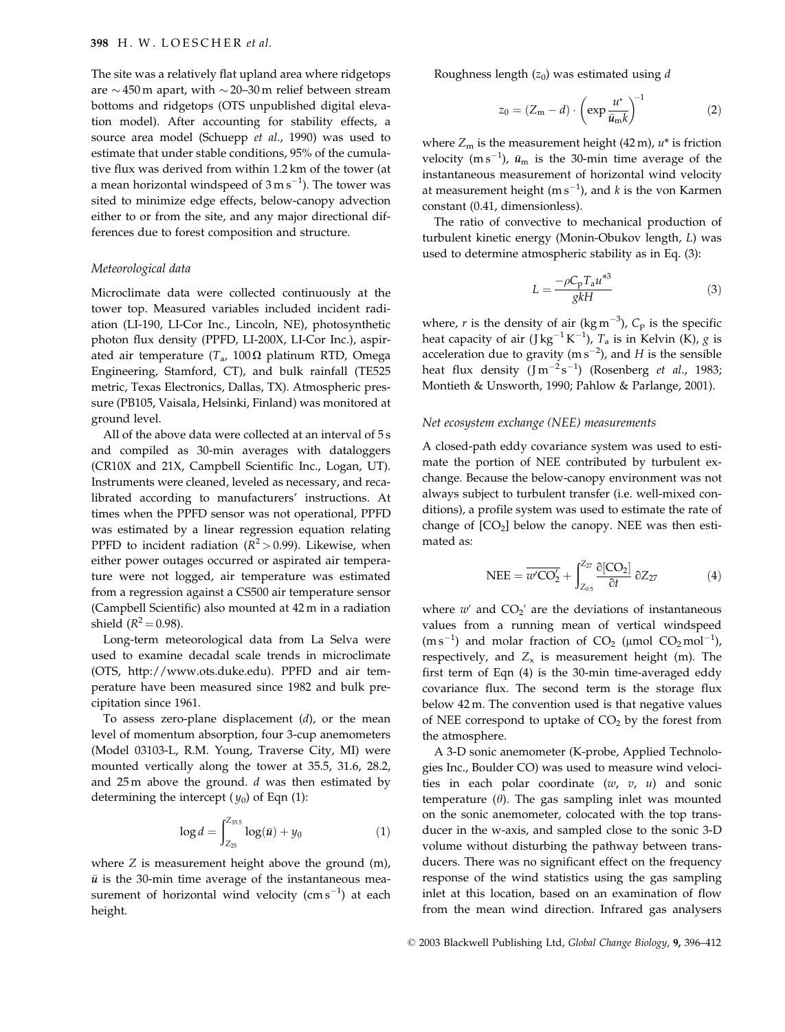The site was a relatively flat upland area where ridgetops are ~450 m apart, with ~20–30 m relief between stream bottoms and ridgetops (OTS unpublished digital elevation model). After accounting for stability effects, a source area model (Schuepp *et al*., 1990) was used to estimate that under stable conditions, 95% of the cumulative flux was derived from within 1.2 km of the tower (at a mean horizontal windspeed of $3\,\mathrm{m\,s^{-1}}$). The tower was sited to minimize edge effects, below-canopy advection either to or from the site, and any major directional differences due to forest composition and structure.

### *Meteorological data*

Microclimate data were collected continuously at the tower top. Measured variables included incident radiation (LI-190, LI-Cor Inc., Lincoln, NE), photosynthetic photon flux density (PPFD, LI-200X, LI-Cor Inc.), aspirated air temperature ($T_a$, 100 Ω platinum RTD, Omega Engineering, Stamford, CT), and bulk rainfall (TE525 metric, Texas Electronics, Dallas, TX). Atmospheric pressure (PB105, Vaisala, Helsinki, Finland) was monitored at ground level.

All of the above data were collected at an interval of 5 s and compiled as 30-min averages with dataloggers (CR10X and 21X, Campbell Scientific Inc., Logan, UT). Instruments were cleaned, leveled as necessary, and recalibrated according to manufacturers' instructions. At times when the PPFD sensor was not operational, PPFD was estimated by a linear regression equation relating PPFD to incident radiation ($R^2 > 0.99$). Likewise, when either power outages occurred or aspirated air temperature were not logged, air temperature was estimated from a regression against a CS500 air temperature sensor (Campbell Scientific) also mounted at 42 m in a radiation shield ($R^2 = 0.98$).

Long-term meteorological data from La Selva were used to examine decadal scale trends in microclimate (OTS, http://www.ots.duke.edu). PPFD and air temperature have been measured since 1982 and bulk precipitation since 1961.

To assess zero-plane displacement ($d$), or the mean level of momentum absorption, four 3-cup anemometers (Model 03103-L, R.M. Young, Traverse City, MI) were mounted vertically along the tower at 35.5, 31.6, 28.2, and 25 m above the ground. $d$ was then estimated by determining the intercept ($y_0$) of Eqn (1):

$$\log d = \int_{Z_{25}}^{Z_{35.5}} \log(\bar{u}) + y_0 \qquad (1)$$

where $Z$ is measurement height above the ground (m), $\bar{u}$ is the 30-min time average of the instantaneous measurement of horizontal wind velocity ($\mathrm{cm\,s^{-1}}$) at each height.

Roughness length ($z_0$) was estimated using $d$

$$z_0 = (Z_m - d) \cdot \left(\exp \frac{u^*}{\bar{u}_m k}\right)^{-1} \qquad (2)$$

where $Z_m$ is the measurement height (42 m), $u^*$ is friction velocity ($\mathrm{m\,s^{-1}}$), $\bar{u}_m$ is the 30-min time average of the instantaneous measurement of horizontal wind velocity at measurement height ($\mathrm{m\,s^{-1}}$), and $k$ is the von Karmen constant (0.41, dimensionless).

The ratio of convective to mechanical production of turbulent kinetic energy (Monin-Obukov length, $L$) was used to determine atmospheric stability as in Eq. (3):

$$L = \frac{-\rho C_p T_a u^{*3}}{gkH} \qquad (3)$$

where, $r$ is the density of air ($\mathrm{kg\,m^{-3}}$), $C_p$ is the specific heat capacity of air ($\mathrm{J\,kg^{-1}\,K^{-1}}$), $T_a$ is in Kelvin (K), $g$ is acceleration due to gravity ($\mathrm{m\,s^{-2}}$), and $H$ is the sensible heat flux density ($\mathrm{J\,m^{-2}\,s^{-1}}$) (Rosenberg *et al*., 1983; Montieth & Unsworth, 1990; Pahlow & Parlange, 2001).

### *Net ecosystem exchange (NEE) measurements*

A closed-path eddy covariance system was used to estimate the portion of NEE contributed by turbulent exchange. Because the below-canopy environment was not always subject to turbulent transfer (i.e. well-mixed conditions), a profile system was used to estimate the rate of change of $[CO_2]$ below the canopy. NEE was then estimated as:

$$\mathrm{NEE} = \overline{w'CO_2'} + \int_{Z_{0.5}}^{Z_{27}} \frac{\partial [CO_2]}{\partial t}\, \partial Z_{27} \qquad (4)$$

where $w'$ and $CO_2'$ are the deviations of instantaneous values from a running mean of vertical windspeed ($\mathrm{m\,s^{-1}}$) and molar fraction of $CO_2$ ($\mu$mol $CO_2\,\mathrm{mol^{-1}}$), respectively, and $Z_x$ is measurement height (m). The first term of Eqn (4) is the 30-min time-averaged eddy covariance flux. The second term is the storage flux below 42 m. The convention used is that negative values of NEE correspond to uptake of $CO_2$ by the forest from the atmosphere.

A 3-D sonic anemometer (K-probe, Applied Technologies Inc., Boulder CO) was used to measure wind velocities in each polar coordinate ($w$, $v$, $u$) and sonic temperature ($\theta$). The gas sampling inlet was mounted on the sonic anemometer, colocated with the top transducer in the w-axis, and sampled close to the sonic 3-D volume without disturbing the pathway between transducers. There was no significant effect on the frequency response of the wind statistics using the gas sampling inlet at this location, based on an examination of flow from the mean wind direction. Infrared gas analysers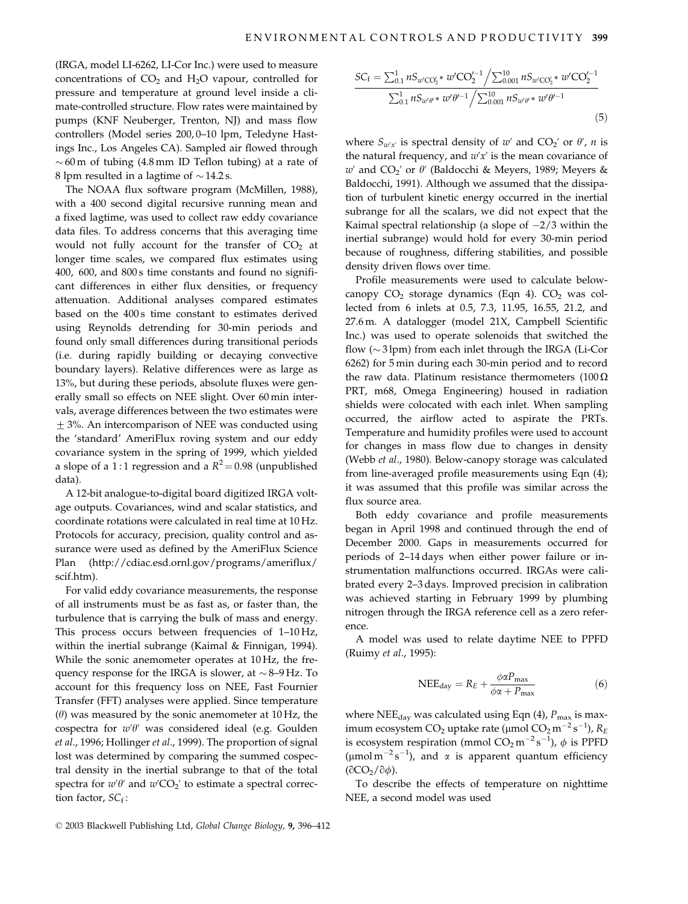(IRGA, model LI-6262, LI-Cor Inc.) were used to measure concentrations of $CO_2$ and $H_2O$ vapour, controlled for pressure and temperature at ground level inside a climate-controlled structure. Flow rates were maintained by pumps (KNF Neuberger, Trenton, NJ) and mass flow controllers (Model series 200, 0–10 lpm, Teledyne Hastings Inc., Los Angeles CA). Sampled air flowed through ~60 m of tubing (4.8 mm ID Teflon tubing) at a rate of 8 lpm resulted in a lagtime of ~14.2 s.

The NOAA flux software program (McMillen, 1988), with a 400 second digital recursive running mean and a fixed lagtime, was used to collect raw eddy covariance data files. To address concerns that this averaging time would not fully account for the transfer of $CO_2$ at longer time scales, we compared flux estimates using 400, 600, and 800 s time constants and found no significant differences in either flux densities, or frequency attenuation. Additional analyses compared estimates based on the 400 s time constant to estimates derived using Reynolds detrending for 30-min periods and found only small differences during transitional periods (i.e. during rapidly building or decaying convective boundary layers). Relative differences were as large as 13%, but during these periods, absolute fluxes were generally small so effects on NEE slight. Over 60 min intervals, average differences between the two estimates were ± 3%. An intercomparison of NEE was conducted using the 'standard' AmeriFlux roving system and our eddy covariance system in the spring of 1999, which yielded a slope of a 1 : 1 regression and a $R^2 = 0.98$ (unpublished data).

A 12-bit analogue-to-digital board digitized IRGA voltage outputs. Covariances, wind and scalar statistics, and coordinate rotations were calculated in real time at 10 Hz. Protocols for accuracy, precision, quality control and assurance were used as defined by the AmeriFlux Science Plan (http://cdiac.esd.ornl.gov/programs/ameriflux/scif.htm).

For valid eddy covariance measurements, the response of all instruments must be as fast as, or faster than, the turbulence that is carrying the bulk of mass and energy. This process occurs between frequencies of 1–10 Hz, within the inertial subrange (Kaimal & Finnigan, 1994). While the sonic anemometer operates at 10 Hz, the frequency response for the IRGA is slower, at ~8–9 Hz. To account for this frequency loss on NEE, Fast Fournier Transfer (FFT) analyses were applied. Since temperature ($\theta$) was measured by the sonic anemometer at 10 Hz, the cospectra for $w'\theta'$ was considered ideal (e.g. Goulden *et al.*, 1996; Hollinger *et al.*, 1999). The proportion of signal lost was determined by comparing the summed cospectral density in the inertial subrange to that of the total spectra for $w'\theta'$ and $w'CO_2'$ to estimate a spectral correction factor, $SC_f$:

$$SC_f = \frac{\sum_{0.1}^{1} nS_{w'CO_2'} * w'CO_2'^{-1} \Big/ \sum_{0.001}^{10} nS_{w'CO_2'} * w'CO_2'^{-1}}{\sum_{0.1}^{1} nS_{w'\theta'} * w'\theta'^{-1} \Big/ \sum_{0.001}^{10} nS_{w'\theta'} * w'\theta'^{-1}} \tag{5}$$

where $S_{w'x'}$ is spectral density of $w'$ and $CO_2'$ or $\theta'$, $n$ is the natural frequency, and $w'x'$ is the mean covariance of $w'$ and $CO_2'$ or $\theta'$ (Baldocchi & Meyers, 1989; Meyers & Baldocchi, 1991). Although we assumed that the dissipation of turbulent kinetic energy occurred in the inertial subrange for all the scalars, we did not expect that the Kaimal spectral relationship (a slope of $-2/3$ within the inertial subrange) would hold for every 30-min period because of roughness, differing stabilities, and possible density driven flows over time.

Profile measurements were used to calculate below-canopy $CO_2$ storage dynamics (Eqn 4). $CO_2$ was collected from 6 inlets at 0.5, 7.3, 11.95, 16.55, 21.2, and 27.6 m. A datalogger (model 21X, Campbell Scientific Inc.) was used to operate solenoids that switched the flow (~3 lpm) from each inlet through the IRGA (Li-Cor 6262) for 5 min during each 30-min period and to record the raw data. Platinum resistance thermometers (100 Ω PRT, m68, Omega Engineering) housed in radiation shields were colocated with each inlet. When sampling occurred, the airflow acted to aspirate the PRTs. Temperature and humidity profiles were used to account for changes in mass flow due to changes in density (Webb *et al.*, 1980). Below-canopy storage was calculated from line-averaged profile measurements using Eqn (4); it was assumed that this profile was similar across the flux source area.

Both eddy covariance and profile measurements began in April 1998 and continued through the end of December 2000. Gaps in measurements occurred for periods of 2–14 days when either power failure or instrumentation malfunctions occurred. IRGAs were calibrated every 2–3 days. Improved precision in calibration was achieved starting in February 1999 by plumbing nitrogen through the IRGA reference cell as a zero reference.

A model was used to relate daytime NEE to PPFD (Ruimy *et al.*, 1995):

$$\mathrm{NEE}_{\mathrm{day}} = R_E + \frac{\phi\alpha P_{\max}}{\phi\alpha + P_{\max}} \tag{6}$$

where $\mathrm{NEE}_{\mathrm{day}}$ was calculated using Eqn (4), $P_{\max}$ is maximum ecosystem $CO_2$ uptake rate (μmol $CO_2$ m$^{-2}$ s$^{-1}$), $R_E$ is ecosystem respiration (mmol $CO_2$ m$^{-2}$ s$^{-1}$), $\phi$ is PPFD (μmol m$^{-2}$ s$^{-1}$), and $\alpha$ is apparent quantum efficiency ($\partial CO_2/\partial\phi$).

To describe the effects of temperature on nighttime NEE, a second model was used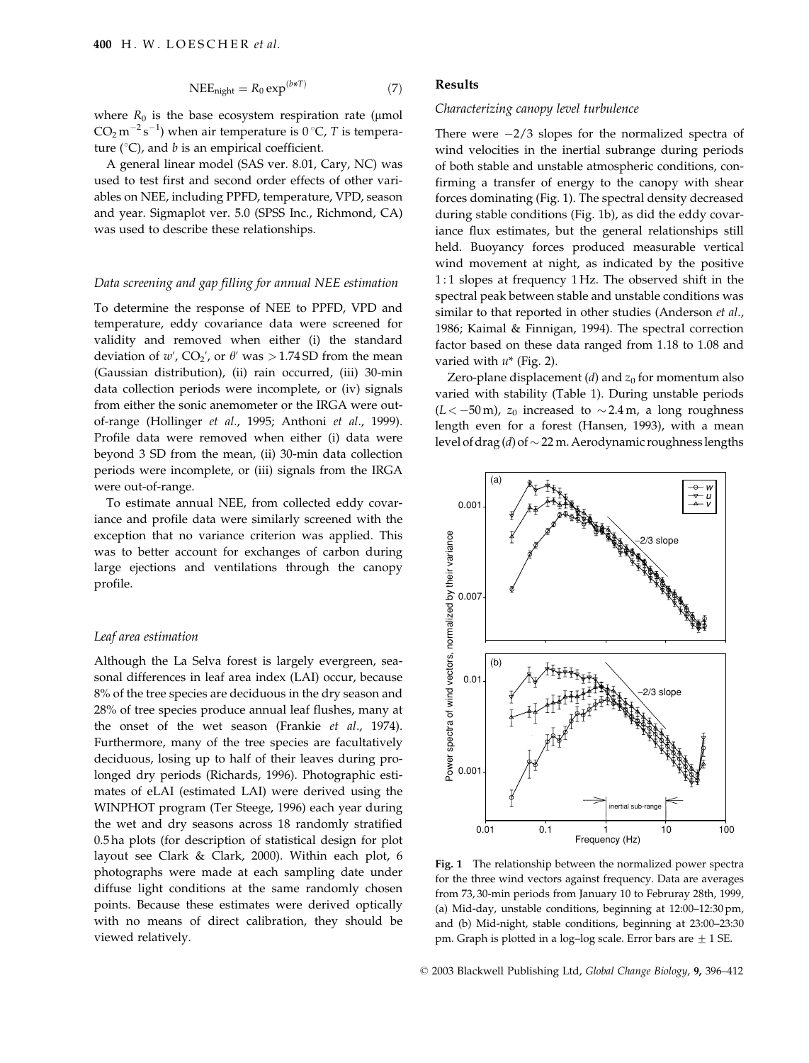$$\mathrm{NEE_{night}} = R_0 \exp^{(b*T)} \tag{7}$$

where $R_0$ is the base ecosystem respiration rate (µmol $CO_2\,m^{-2}\,s^{-1}$) when air temperature is 0 °C, $T$ is temperature (°C), and $b$ is an empirical coefficient.

A general linear model (SAS ver. 8.01, Cary, NC) was used to test first and second order effects of other variables on NEE, including PPFD, temperature, VPD, season and year. Sigmaplot ver. 5.0 (SPSS Inc., Richmond, CA) was used to describe these relationships.

### *Data screening and gap filling for annual NEE estimation*

To determine the response of NEE to PPFD, VPD and temperature, eddy covariance data were screened for validity and removed when either (i) the standard deviation of $w'$, $CO_2'$, or $\theta'$ was $>1.74$ SD from the mean (Gaussian distribution), (ii) rain occurred, (iii) 30-min data collection periods were incomplete, or (iv) signals from either the sonic anemometer or the IRGA were out-of-range (Hollinger *et al.*, 1995; Anthoni *et al.*, 1999). Profile data were removed when either (i) data were beyond 3 SD from the mean, (ii) 30-min data collection periods were incomplete, or (iii) signals from the IRGA were out-of-range.

To estimate annual NEE, from collected eddy covariance and profile data were similarly screened with the exception that no variance criterion was applied. This was to better account for exchanges of carbon during large ejections and ventilations through the canopy profile.

### *Leaf area estimation*

Although the La Selva forest is largely evergreen, seasonal differences in leaf area index (LAI) occur, because 8% of the tree species are deciduous in the dry season and 28% of tree species produce annual leaf flushes, many at the onset of the wet season (Frankie *et al.*, 1974). Furthermore, many of the tree species are facultatively deciduous, losing up to half of their leaves during prolonged dry periods (Richards, 1996). Photographic estimates of eLAI (estimated LAI) were derived using the WINPHOT program (Ter Steege, 1996) each year during the wet and dry seasons across 18 randomly stratified 0.5 ha plots (for description of statistical design for plot layout see Clark & Clark, 2000). Within each plot, 6 photographs were made at each sampling date under diffuse light conditions at the same randomly chosen points. Because these estimates were derived optically with no means of direct calibration, they should be viewed relatively.

## Results

### *Characterizing canopy level turbulence*

There were $-2/3$ slopes for the normalized spectra of wind velocities in the inertial subrange during periods of both stable and unstable atmospheric conditions, confirming a transfer of energy to the canopy with shear forces dominating (Fig. 1). The spectral density decreased during stable conditions (Fig. 1b), as did the eddy covariance flux estimates, but the general relationships still held. Buoyancy forces produced measurable vertical wind movement at night, as indicated by the positive 1 : 1 slopes at frequency 1 Hz. The observed shift in the spectral peak between stable and unstable conditions was similar to that reported in other studies (Anderson *et al.*, 1986; Kaimal & Finnigan, 1994). The spectral correction factor based on these data ranged from 1.18 to 1.08 and varied with $u^*$ (Fig. 2).

Zero-plane displacement ($d$) and $z_0$ for momentum also varied with stability (Table 1). During unstable periods ($L < -50$ m), $z_0$ increased to $\sim 2.4$ m, a long roughness length even for a forest (Hansen, 1993), with a mean level of drag ($d$) of $\sim 22$ m. Aerodynamic roughness lengths

**Fig. 1** The relationship between the normalized power spectra for the three wind vectors against frequency. Data are averages from 73, 30-min periods from January 10 to Februray 28th, 1999, (a) Mid-day, unstable conditions, beginning at 12:00–12:30 pm, and (b) Mid-night, stable conditions, beginning at 23:00–23:30 pm. Graph is plotted in a log–log scale. Error bars are ± 1 SE.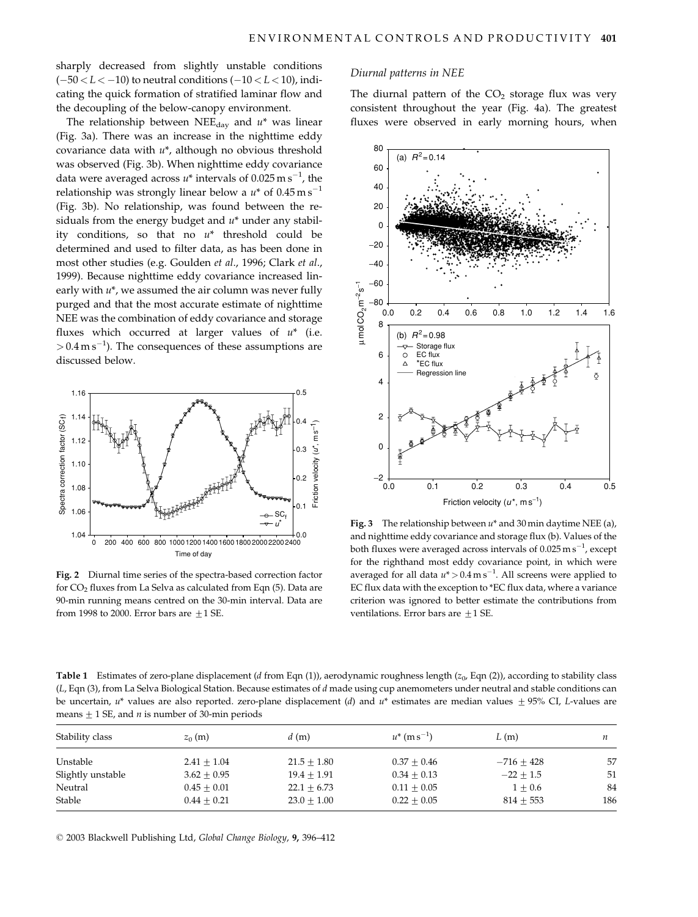sharply decreased from slightly unstable conditions ($-50 < L < -10$) to neutral conditions ($-10 < L < 10$), indicating the quick formation of stratified laminar flow and the decoupling of the below-canopy environment.

The relationship between $NEE_{day}$ and $u^*$ was linear (Fig. 3a). There was an increase in the nighttime eddy covariance data with $u^*$, although no obvious threshold was observed (Fig. 3b). When nighttime eddy covariance data were averaged across $u^*$ intervals of $0.025\,m\,s^{-1}$, the relationship was strongly linear below a $u^*$ of $0.45\,m\,s^{-1}$ (Fig. 3b). No relationship, was found between the residuals from the energy budget and $u^*$ under any stability conditions, so that no $u^*$ threshold could be determined and used to filter data, as has been done in most other studies (e.g. Goulden *et al.*, 1996; Clark *et al.*, 1999). Because nighttime eddy covariance increased linearly with $u^*$, we assumed the air column was never fully purged and that the most accurate estimate of nighttime NEE was the combination of eddy covariance and storage fluxes which occurred at larger values of $u^*$ (i.e. $> 0.4\,m\,s^{-1}$). The consequences of these assumptions are discussed below.

**Fig. 2** Diurnal time series of the spectra-based correction factor for $CO_2$ fluxes from La Selva as calculated from Eqn (5). Data are 90-min running means centred on the 30-min interval. Data are from 1998 to 2000. Error bars are $\pm 1$ SE.

### Diurnal patterns in NEE

The diurnal pattern of the $CO_2$ storage flux was very consistent throughout the year (Fig. 4a). The greatest fluxes were observed in early morning hours, when

**Fig. 3** The relationship between $u^*$ and 30 min daytime NEE (a), and nighttime eddy covariance and storage flux (b). Values of the both fluxes were averaged across intervals of $0.025\,m\,s^{-1}$, except for the righthand most eddy covariance point, in which were averaged for all data $u^* > 0.4\,m\,s^{-1}$. All screens were applied to EC flux data with the exception to *EC flux data, where a variance criterion was ignored to better estimate the contributions from ventilations. Error bars are $\pm 1$ SE.

**Table 1** Estimates of zero-plane displacement ($d$ from Eqn (1)), aerodynamic roughness length ($z_0$, Eqn (2)), according to stability class ($L$, Eqn (3), from La Selva Biological Station. Because estimates of $d$ made using cup anemometers under neutral and stable conditions can be uncertain, $u^*$ values are also reported. zero-plane displacement ($d$) and $u^*$ estimates are median values $\pm$ 95% CI, $L$-values are means $\pm$ 1 SE, and $n$ is number of 30-min periods

| Stability class | $z_0$ (m) | $d$ (m) | $u^*$ ($m\,s^{-1}$) | $L$ (m) | $n$ |
|---|---|---|---|---|---|
| Unstable | $2.41 \pm 1.04$ | $21.5 \pm 1.80$ | $0.37 \pm 0.46$ | $-716 \pm 428$ | 57 |
| Slightly unstable | $3.62 \pm 0.95$ | $19.4 \pm 1.91$ | $0.34 \pm 0.13$ | $-22 \pm 1.5$ | 51 |
| Neutral | $0.45 \pm 0.01$ | $22.1 \pm 6.73$ | $0.11 \pm 0.05$ | $1 \pm 0.6$ | 84 |
| Stable | $0.44 \pm 0.21$ | $23.0 \pm 1.00$ | $0.22 \pm 0.05$ | $814 \pm 553$ | 186 |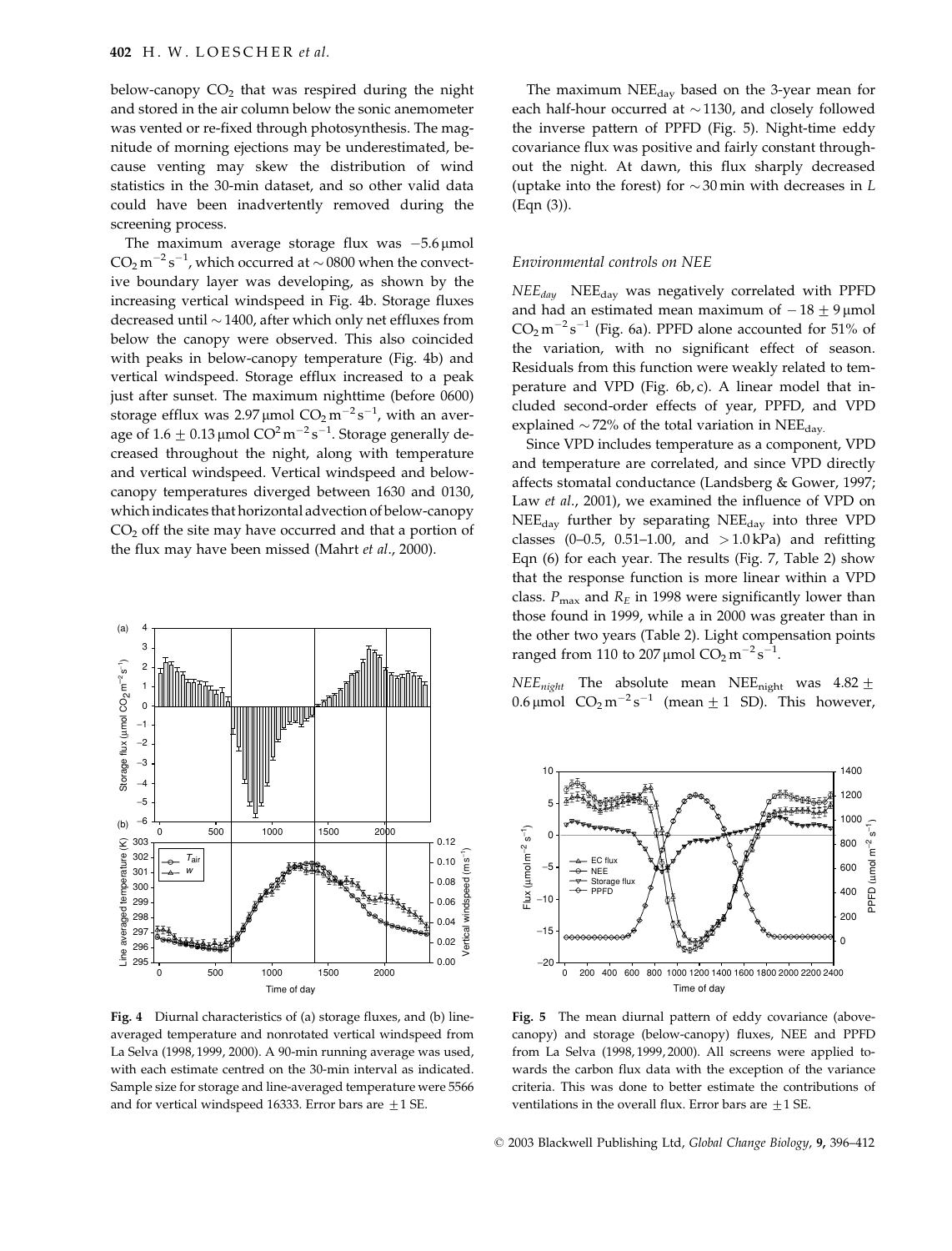below-canopy $CO_2$ that was respired during the night and stored in the air column below the sonic anemometer was vented or re-fixed through photosynthesis. The magnitude of morning ejections may be underestimated, because venting may skew the distribution of wind statistics in the 30-min dataset, and so other valid data could have been inadvertently removed during the screening process.

The maximum average storage flux was $-5.6\,\mu$mol $CO_2\,m^{-2}\,s^{-1}$, which occurred at ~0800 when the convective boundary layer was developing, as shown by the increasing vertical windspeed in Fig. 4b. Storage fluxes decreased until ~1400, after which only net effluxes from below the canopy were observed. This also coincided with peaks in below-canopy temperature (Fig. 4b) and vertical windspeed. Storage efflux increased to a peak just after sunset. The maximum nighttime (before 0600) storage efflux was $2.97\,\mu$mol $CO_2\,m^{-2}\,s^{-1}$, with an average of $1.6 \pm 0.13\,\mu$mol $CO^2\,m^{-2}\,s^{-1}$. Storage generally decreased throughout the night, along with temperature and vertical windspeed. Vertical windspeed and below-canopy temperatures diverged between 1630 and 0130, which indicates that horizontal advection of below-canopy $CO_2$ off the site may have occurred and that a portion of the flux may have been missed (Mahrt *et al.*, 2000).

**Fig. 4** Diurnal characteristics of (a) storage fluxes, and (b) line-averaged temperature and nonrotated vertical windspeed from La Selva (1998, 1999, 2000). A 90-min running average was used, with each estimate centred on the 30-min interval as indicated. Sample size for storage and line-averaged temperature were 5566 and for vertical windspeed 16333. Error bars are $\pm 1$ SE.

The maximum $NEE_{day}$ based on the 3-year mean for each half-hour occurred at ~1130, and closely followed the inverse pattern of PPFD (Fig. 5). Night-time eddy covariance flux was positive and fairly constant throughout the night. At dawn, this flux sharply decreased (uptake into the forest) for ~30 min with decreases in $L$ (Eqn (3)).

### *Environmental controls on NEE*

*$NEE_{day}$* $NEE_{day}$ was negatively correlated with PPFD and had an estimated mean maximum of $-18 \pm 9\,\mu$mol $CO_2\,m^{-2}\,s^{-1}$ (Fig. 6a). PPFD alone accounted for 51% of the variation, with no significant effect of season. Residuals from this function were weakly related to temperature and VPD (Fig. 6b, c). A linear model that included second-order effects of year, PPFD, and VPD explained ~72% of the total variation in $NEE_{day}$.

Since VPD includes temperature as a component, VPD and temperature are correlated, and since VPD directly affects stomatal conductance (Landsberg & Gower, 1997; Law *et al.*, 2001), we examined the influence of VPD on $NEE_{day}$ further by separating $NEE_{day}$ into three VPD classes (0–0.5, 0.51–1.00, and $>1.0$ kPa) and refitting Eqn (6) for each year. The results (Fig. 7, Table 2) show that the response function is more linear within a VPD class. $P_{max}$ and $R_E$ in 1998 were significantly lower than those found in 1999, while a in 2000 was greater than in the other two years (Table 2). Light compensation points ranged from 110 to 207 $\mu$mol $CO_2\,m^{-2}\,s^{-1}$.

*$NEE_{night}$* The absolute mean $NEE_{night}$ was $4.82 \pm 0.6\,\mu$mol $CO_2\,m^{-2}\,s^{-1}$ (mean $\pm 1$ SD). This however,

**Fig. 5** The mean diurnal pattern of eddy covariance (above-canopy) and storage (below-canopy) fluxes, NEE and PPFD from La Selva (1998, 1999, 2000). All screens were applied towards the carbon flux data with the exception of the variance criteria. This was done to better estimate the contributions of ventilations in the overall flux. Error bars are $\pm 1$ SE.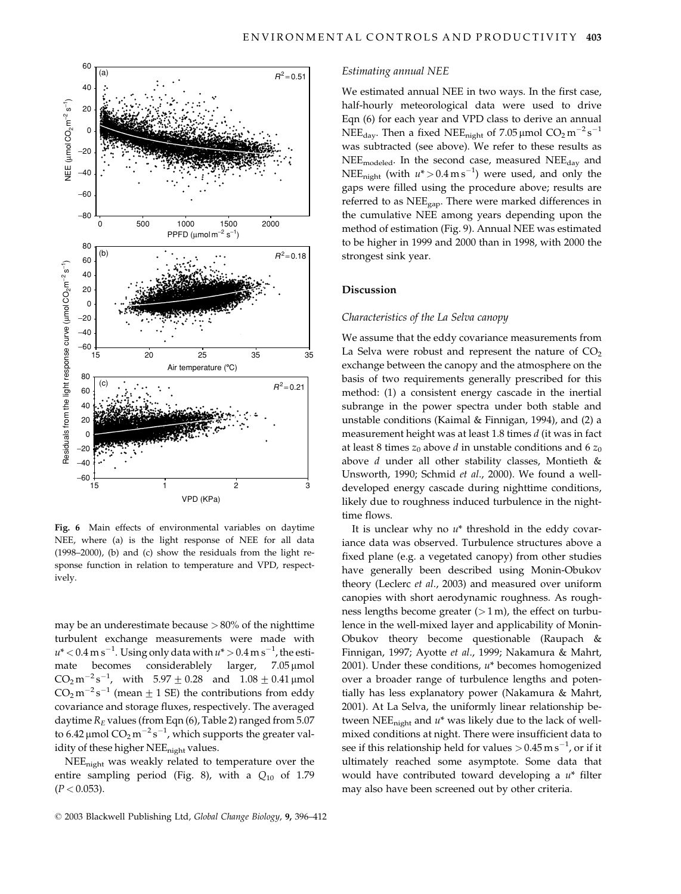Fig. 6 Main effects of environmental variables on daytime NEE, where (a) is the light response of NEE for all data (1998–2000), (b) and (c) show the residuals from the light response function in relation to temperature and VPD, respectively.

may be an underestimate because >80% of the nighttime turbulent exchange measurements were made with $u^* < 0.4\,\mathrm{m\,s^{-1}}$. Using only data with $u^* > 0.4\,\mathrm{m\,s^{-1}}$, the estimate becomes considerably larger, 7.05 μmol $CO_2\,\mathrm{m^{-2}\,s^{-1}}$, with $5.97 \pm 0.28$ and $1.08 \pm 0.41$ μmol $CO_2\,\mathrm{m^{-2}\,s^{-1}}$ (mean ± 1 SE) the contributions from eddy covariance and storage fluxes, respectively. The averaged daytime $R_E$ values (from Eqn (6), Table 2) ranged from 5.07 to 6.42 μmol $CO_2\,\mathrm{m^{-2}\,s^{-1}}$, which supports the greater validity of these higher $NEE_{night}$ values.

$NEE_{night}$ was weakly related to temperature over the entire sampling period (Fig. 8), with a $Q_{10}$ of 1.79 ($P < 0.053$).

*Estimating annual NEE*

We estimated annual NEE in two ways. In the first case, half-hourly meteorological data were used to drive Eqn (6) for each year and VPD class to derive an annual $NEE_{day}$. Then a fixed $NEE_{night}$ of 7.05 μmol $CO_2\,\mathrm{m^{-2}\,s^{-1}}$ was subtracted (see above). We refer to these results as $NEE_{modeled}$. In the second case, measured $NEE_{day}$ and $NEE_{night}$ (with $u^* > 0.4\,\mathrm{m\,s^{-1}}$) were used, and only the gaps were filled using the procedure above; results are referred to as $NEE_{gap}$. There were marked differences in the cumulative NEE among years depending upon the method of estimation (Fig. 9). Annual NEE was estimated to be higher in 1999 and 2000 than in 1998, with 2000 the strongest sink year.

## Discussion

*Characteristics of the La Selva canopy*

We assume that the eddy covariance measurements from La Selva were robust and represent the nature of $CO_2$ exchange between the canopy and the atmosphere on the basis of two requirements generally prescribed for this method: (1) a consistent energy cascade in the inertial subrange in the power spectra under both stable and unstable conditions (Kaimal & Finnigan, 1994), and (2) a measurement height was at least 1.8 times $d$ (it was in fact at least 8 times $z_0$ above $d$ in unstable conditions and 6 $z_0$ above $d$ under all other stability classes, Montieth & Unsworth, 1990; Schmid *et al*., 2000). We found a well-developed energy cascade during nighttime conditions, likely due to roughness induced turbulence in the nighttime flows.

It is unclear why no $u^*$ threshold in the eddy covariance data was observed. Turbulence structures above a fixed plane (e.g. a vegetated canopy) from other studies have generally been described using Monin-Obukov theory (Leclerc *et al*., 2003) and measured over uniform canopies with short aerodynamic roughness. As roughness lengths become greater (>1 m), the effect on turbulence in the well-mixed layer and applicability of Monin-Obukov theory become questionable (Raupach & Finnigan, 1997; Ayotte *et al*., 1999; Nakamura & Mahrt, 2001). Under these conditions, $u^*$ becomes homogenized over a broader range of turbulence lengths and potentially has less explanatory power (Nakamura & Mahrt, 2001). At La Selva, the uniformly linear relationship between $NEE_{night}$ and $u^*$ was likely due to the lack of well-mixed conditions at night. There were insufficient data to see if this relationship held for values $>0.45\,\mathrm{m\,s^{-1}}$, or if it ultimately reached some asymptote. Some data that would have contributed toward developing a $u^*$ filter may also have been screened out by other criteria.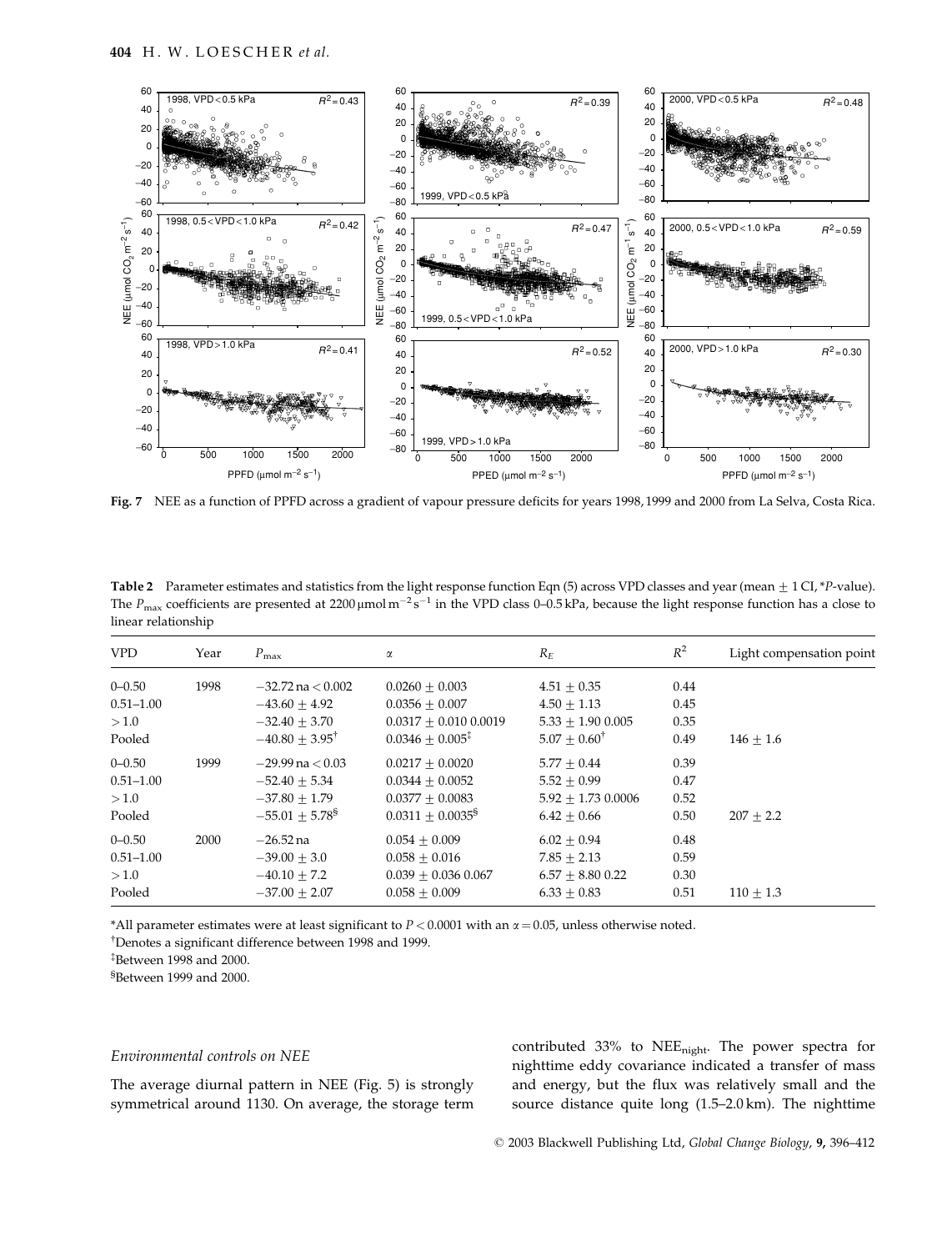**Fig. 7** NEE as a function of PPFD across a gradient of vapour pressure deficits for years 1998, 1999 and 2000 from La Selva, Costa Rica.

**Table 2** Parameter estimates and statistics from the light response function Eqn (5) across VPD classes and year (mean ± 1 CI, *P-value). The $P_{max}$ coefficients are presented at 2200 μmol m$^{-2}$ s$^{-1}$ in the VPD class 0–0.5 kPa, because the light response function has a close to linear relationship

| VPD | Year | $P_{max}$ | α | $R_E$ | $R^2$ | Light compensation point |
|---|---|---|---|---|---|---|
| 0–0.50 | 1998 | −32.72 na < 0.002 | 0.0260 ± 0.003 | 4.51 ± 0.35 | 0.44 | |
| 0.51–1.00 | | −43.60 ± 4.92 | 0.0356 ± 0.007 | 4.50 ± 1.13 | 0.45 | |
| > 1.0 | | −32.40 ± 3.70 | 0.0317 ± 0.010 0.0019 | 5.33 ± 1.90 0.005 | 0.35 | |
| Pooled | | −40.80 ± 3.95[†] | 0.0346 ± 0.005[‡] | 5.07 ± 0.60[†] | 0.49 | 146 ± 1.6 |
| 0–0.50 | 1999 | −29.99 na < 0.03 | 0.0217 ± 0.0020 | 5.77 ± 0.44 | 0.39 | |
| 0.51–1.00 | | −52.40 ± 5.34 | 0.0344 ± 0.0052 | 5.52 ± 0.99 | 0.47 | |
| > 1.0 | | −37.80 ± 1.79 | 0.0377 ± 0.0083 | 5.92 ± 1.73 0.0006 | 0.52 | |
| Pooled | | −55.01 ± 5.78[§] | 0.0311 ± 0.0035[§] | 6.42 ± 0.66 | 0.50 | 207 ± 2.2 |
| 0–0.50 | 2000 | −26.52 na | 0.054 ± 0.009 | 6.02 ± 0.94 | 0.48 | |
| 0.51–1.00 | | −39.00 ± 3.0 | 0.058 ± 0.016 | 7.85 ± 2.13 | 0.59 | |
| > 1.0 | | −40.10 ± 7.2 | 0.039 ± 0.036 0.067 | 6.57 ± 8.80 0.22 | 0.30 | |
| Pooled | | −37.00 ± 2.07 | 0.058 ± 0.009 | 6.33 ± 0.83 | 0.51 | 110 ± 1.3 |

*All parameter estimates were at least significant to $P < 0.0001$ with an $\alpha = 0.05$, unless otherwise noted.

[†]Denotes a significant difference between 1998 and 1999.

[‡]Between 1998 and 2000.

[§]Between 1999 and 2000.

### *Environmental controls on NEE*

The average diurnal pattern in NEE (Fig. 5) is strongly symmetrical around 1130. On average, the storage term contributed 33% to $NEE_{night}$. The power spectra for nighttime eddy covariance indicated a transfer of mass and energy, but the flux was relatively small and the source distance quite long (1.5–2.0 km). The nighttime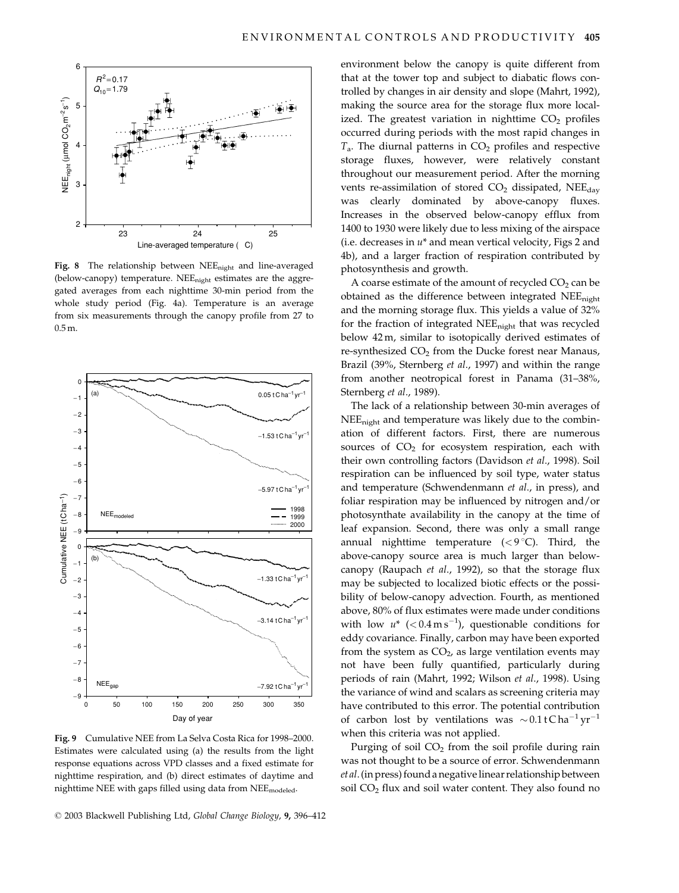Fig. 8 The relationship between $NEE_{night}$ and line-averaged (below-canopy) temperature. $NEE_{night}$ estimates are the aggregated averages from each nighttime 30-min period from the whole study period (Fig. 4a). Temperature is an average from six measurements through the canopy profile from 27 to 0.5 m.

Fig. 9 Cumulative NEE from La Selva Costa Rica for 1998–2000. Estimates were calculated using (a) the results from the light response equations across VPD classes and a fixed estimate for nighttime respiration, and (b) direct estimates of daytime and nighttime NEE with gaps filled using data from $NEE_{modeled}$.

environment below the canopy is quite different from that at the tower top and subject to diabatic flows controlled by changes in air density and slope (Mahrt, 1992), making the source area for the storage flux more localized. The greatest variation in nighttime $CO_2$ profiles occurred during periods with the most rapid changes in $T_a$. The diurnal patterns in $CO_2$ profiles and respective storage fluxes, however, were relatively constant throughout our measurement period. After the morning vents re-assimilation of stored $CO_2$ dissipated, $NEE_{day}$ was clearly dominated by above-canopy fluxes. Increases in the observed below-canopy efflux from 1400 to 1930 were likely due to less mixing of the airspace (i.e. decreases in $u^*$ and mean vertical velocity, Figs 2 and 4b), and a larger fraction of respiration contributed by photosynthesis and growth.

A coarse estimate of the amount of recycled $CO_2$ can be obtained as the difference between integrated $NEE_{night}$ and the morning storage flux. This yields a value of 32% for the fraction of integrated $NEE_{night}$ that was recycled below 42 m, similar to isotopically derived estimates of re-synthesized $CO_2$ from the Ducke forest near Manaus, Brazil (39%, Sternberg *et al.*, 1997) and within the range from another neotropical forest in Panama (31–38%, Sternberg *et al.*, 1989).

The lack of a relationship between 30-min averages of $NEE_{night}$ and temperature was likely due to the combination of different factors. First, there are numerous sources of $CO_2$ for ecosystem respiration, each with their own controlling factors (Davidson *et al.*, 1998). Soil respiration can be influenced by soil type, water status and temperature (Schwendenmann *et al.*, in press), and foliar respiration may be influenced by nitrogen and/or photosynthate availability in the canopy at the time of leaf expansion. Second, there was only a small range annual nighttime temperature ($<9\,^{\circ}C$). Third, the above-canopy source area is much larger than below-canopy (Raupach *et al.*, 1992), so that the storage flux may be subjected to localized biotic effects or the possibility of below-canopy advection. Fourth, as mentioned above, 80% of flux estimates were made under conditions with low $u^*$ ($<0.4\,m\,s^{-1}$), questionable conditions for eddy covariance. Finally, carbon may have been exported from the system as $CO_2$, as large ventilation events may not have been fully quantified, particularly during periods of rain (Mahrt, 1992; Wilson *et al.*, 1998). Using the variance of wind and scalars as screening criteria may have contributed to this error. The potential contribution of carbon lost by ventilations was $\sim 0.1\,t\,C\,ha^{-1}\,yr^{-1}$ when this criteria was not applied.

Purging of soil $CO_2$ from the soil profile during rain was not thought to be a source of error. Schwendenmann *et al.* (in press) found a negative linear relationship between soil $CO_2$ flux and soil water content. They also found no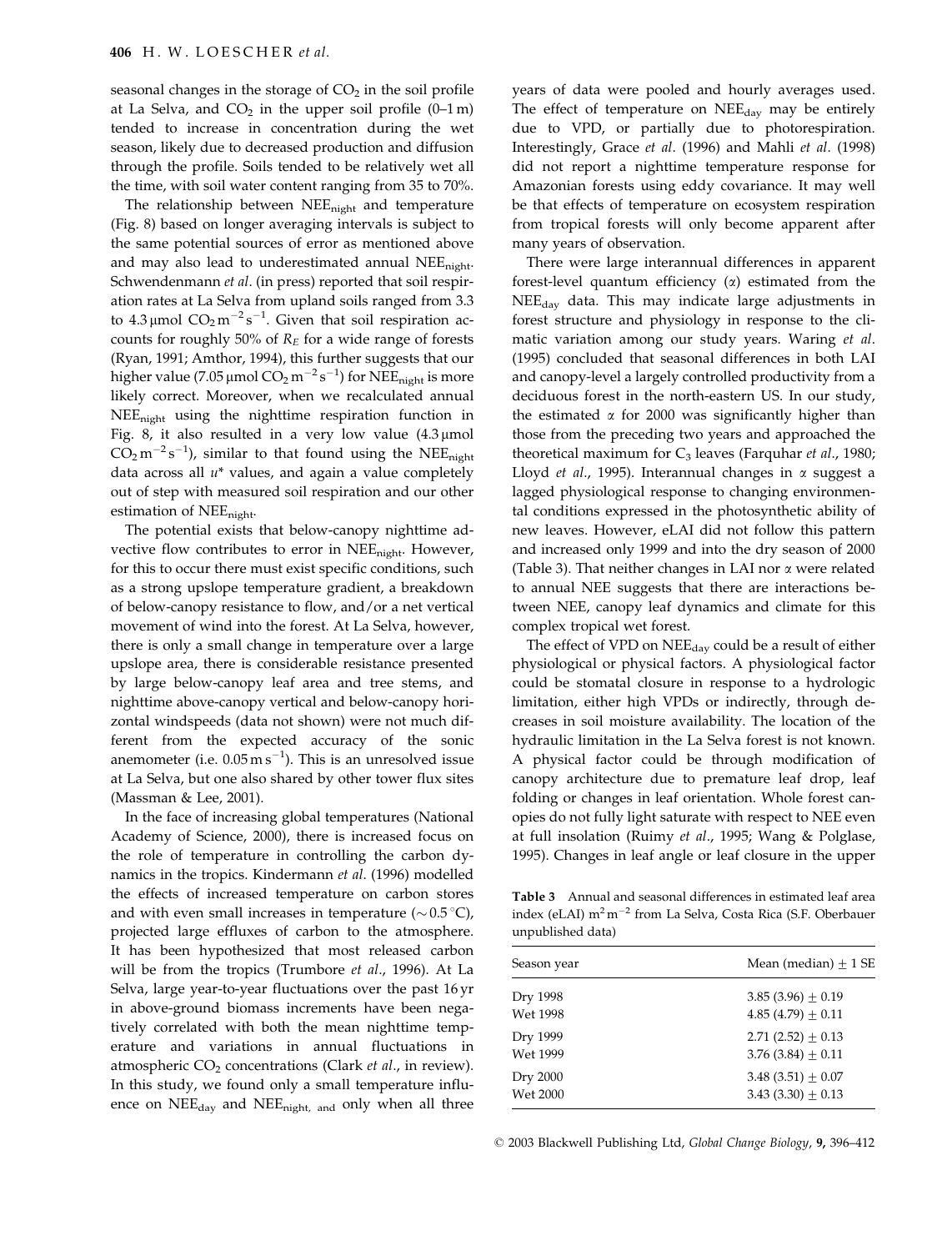seasonal changes in the storage of $CO_2$ in the soil profile at La Selva, and $CO_2$ in the upper soil profile (0–1 m) tended to increase in concentration during the wet season, likely due to decreased production and diffusion through the profile. Soils tended to be relatively wet all the time, with soil water content ranging from 35 to 70%.

The relationship between $NEE_{night}$ and temperature (Fig. 8) based on longer averaging intervals is subject to the same potential sources of error as mentioned above and may also lead to underestimated annual $NEE_{night}$. Schwendenmann *et al*. (in press) reported that soil respiration rates at La Selva from upland soils ranged from 3.3 to 4.3 μmol $CO_2\,m^{-2}\,s^{-1}$. Given that soil respiration accounts for roughly 50% of $R_E$ for a wide range of forests (Ryan, 1991; Amthor, 1994), this further suggests that our higher value (7.05 μmol $CO_2\,m^{-2}\,s^{-1}$) for $NEE_{night}$ is more likely correct. Moreover, when we recalculated annual $NEE_{night}$ using the nighttime respiration function in Fig. 8, it also resulted in a very low value (4.3 μmol $CO_2\,m^{-2}\,s^{-1}$), similar to that found using the $NEE_{night}$ data across all $u^*$ values, and again a value completely out of step with measured soil respiration and our other estimation of $NEE_{night}$.

The potential exists that below-canopy nighttime advective flow contributes to error in $NEE_{night}$. However, for this to occur there must exist specific conditions, such as a strong upslope temperature gradient, a breakdown of below-canopy resistance to flow, and/or a net vertical movement of wind into the forest. At La Selva, however, there is only a small change in temperature over a large upslope area, there is considerable resistance presented by large below-canopy leaf area and tree stems, and nighttime above-canopy vertical and below-canopy horizontal windspeeds (data not shown) were not much different from the expected accuracy of the sonic anemometer (i.e. 0.05 $m\,s^{-1}$). This is an unresolved issue at La Selva, but one also shared by other tower flux sites (Massman & Lee, 2001).

In the face of increasing global temperatures (National Academy of Science, 2000), there is increased focus on the role of temperature in controlling the carbon dynamics in the tropics. Kindermann *et al*. (1996) modelled the effects of increased temperature on carbon stores and with even small increases in temperature (~0.5 °C), projected large effluxes of carbon to the atmosphere. It has been hypothesized that most released carbon will be from the tropics (Trumbore *et al*., 1996). At La Selva, large year-to-year fluctuations over the past 16 yr in above-ground biomass increments have been negatively correlated with both the mean nighttime temperature and variations in annual fluctuations in atmospheric $CO_2$ concentrations (Clark *et al*., in review). In this study, we found only a small temperature influence on $NEE_{day}$ and $NEE_{night}$, and only when all three years of data were pooled and hourly averages used. The effect of temperature on $NEE_{day}$ may be entirely due to VPD, or partially due to photorespiration. Interestingly, Grace *et al*. (1996) and Mahli *et al*. (1998) did not report a nighttime temperature response for Amazonian forests using eddy covariance. It may well be that effects of temperature on ecosystem respiration from tropical forests will only become apparent after many years of observation.

There were large interannual differences in apparent forest-level quantum efficiency ($\alpha$) estimated from the $NEE_{day}$ data. This may indicate large adjustments in forest structure and physiology in response to the climatic variation among our study years. Waring *et al*. (1995) concluded that seasonal differences in both LAI and canopy-level a largely controlled productivity from a deciduous forest in the north-eastern US. In our study, the estimated $\alpha$ for 2000 was significantly higher than those from the preceding two years and approached the theoretical maximum for $C_3$ leaves (Farquhar *et al*., 1980; Lloyd *et al*., 1995). Interannual changes in $\alpha$ suggest a lagged physiological response to changing environmental conditions expressed in the photosynthetic ability of new leaves. However, eLAI did not follow this pattern and increased only 1999 and into the dry season of 2000 (Table 3). That neither changes in LAI nor $\alpha$ were related to annual NEE suggests that there are interactions between NEE, canopy leaf dynamics and climate for this complex tropical wet forest.

The effect of VPD on $NEE_{day}$ could be a result of either physiological or physical factors. A physiological factor could be stomatal closure in response to a hydrologic limitation, either high VPDs or indirectly, through decreases in soil moisture availability. The location of the hydraulic limitation in the La Selva forest is not known. A physical factor could be through modification of canopy architecture due to premature leaf drop, leaf folding or changes in leaf orientation. Whole forest canopies do not fully light saturate with respect to NEE even at full insolation (Ruimy *et al*., 1995; Wang & Polglase, 1995). Changes in leaf angle or leaf closure in the upper

**Table 3** Annual and seasonal differences in estimated leaf area index (eLAI) $m^2\,m^{-2}$ from La Selva, Costa Rica (S.F. Oberbauer unpublished data)

| Season year | Mean (median) ± 1 SE |
|---|---|
| Dry 1998 | 3.85 (3.96) ± 0.19 |
| Wet 1998 | 4.85 (4.79) ± 0.11 |
| Dry 1999 | 2.71 (2.52) ± 0.13 |
| Wet 1999 | 3.76 (3.84) ± 0.11 |
| Dry 2000 | 3.48 (3.51) ± 0.07 |
| Wet 2000 | 3.43 (3.30) ± 0.13 |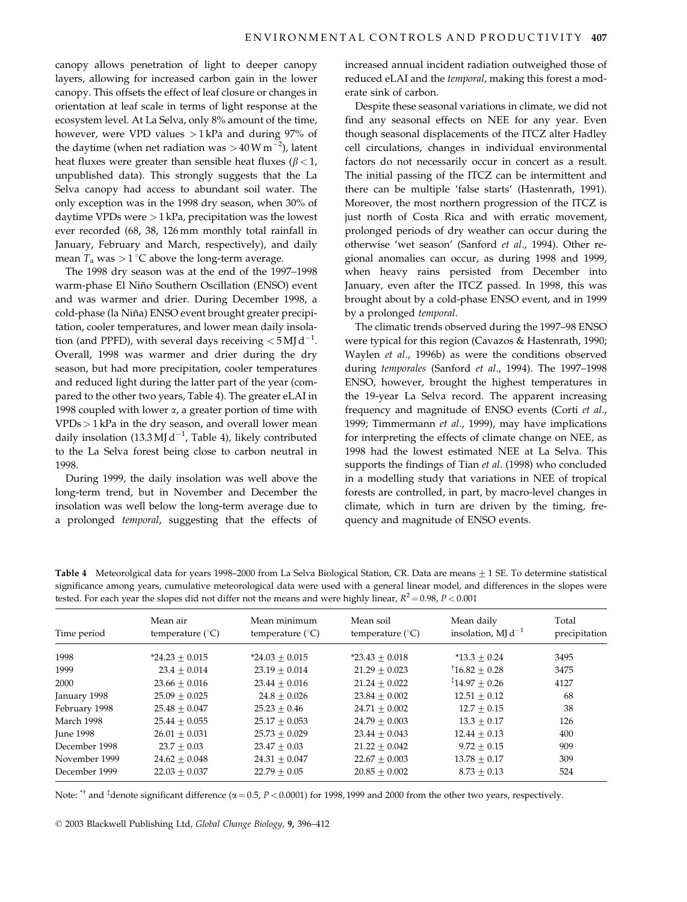canopy allows penetration of light to deeper canopy layers, allowing for increased carbon gain in the lower canopy. This offsets the effect of leaf closure or changes in orientation at leaf scale in terms of light response at the ecosystem level. At La Selva, only 8% amount of the time, however, were VPD values >1 kPa and during 97% of the daytime (when net radiation was $>40\,\mathrm{W\,m^{-2}}$), latent heat fluxes were greater than sensible heat fluxes ($\beta<1$, unpublished data). This strongly suggests that the La Selva canopy had access to abundant soil water. The only exception was in the 1998 dry season, when 30% of daytime VPDs were >1 kPa, precipitation was the lowest ever recorded (68, 38, 126 mm monthly total rainfall in January, February and March, respectively), and daily mean $T_a$ was $>1\,^{\circ}\mathrm{C}$ above the long-term average.

The 1998 dry season was at the end of the 1997–1998 warm-phase El Niño Southern Oscillation (ENSO) event and was warmer and drier. During December 1998, a cold-phase (la Niña) ENSO event brought greater precipitation, cooler temperatures, and lower mean daily insolation (and PPFD), with several days receiving $<5\,\mathrm{MJ\,d^{-1}}$. Overall, 1998 was warmer and drier during the dry season, but had more precipitation, cooler temperatures and reduced light during the latter part of the year (compared to the other two years, Table 4). The greater eLAI in 1998 coupled with lower $\alpha$, a greater portion of time with VPDs >1 kPa in the dry season, and overall lower mean daily insolation ($13.3\,\mathrm{MJ\,d^{-1}}$, Table 4), likely contributed to the La Selva forest being close to carbon neutral in 1998.

During 1999, the daily insolation was well above the long-term trend, but in November and December the insolation was well below the long-term average due to a prolonged *temporal*, suggesting that the effects of increased annual incident radiation outweighed those of reduced eLAI and the *temporal*, making this forest a moderate sink of carbon.

Despite these seasonal variations in climate, we did not find any seasonal effects on NEE for any year. Even though seasonal displacements of the ITCZ alter Hadley cell circulations, changes in individual environmental factors do not necessarily occur in concert as a result. The initial passing of the ITCZ can be intermittent and there can be multiple 'false starts' (Hastenrath, 1991). Moreover, the most northern progression of the ITCZ is just north of Costa Rica and with erratic movement, prolonged periods of dry weather can occur during the otherwise 'wet season' (Sanford *et al*., 1994). Other regional anomalies can occur, as during 1998 and 1999, when heavy rains persisted from December into January, even after the ITCZ passed. In 1998, this was brought about by a cold-phase ENSO event, and in 1999 by a prolonged *temporal*.

The climatic trends observed during the 1997–98 ENSO were typical for this region (Cavazos & Hastenrath, 1990; Waylen *et al*., 1996b) as were the conditions observed during *temporales* (Sanford *et al*., 1994). The 1997–1998 ENSO, however, brought the highest temperatures in the 19-year La Selva record. The apparent increasing frequency and magnitude of ENSO events (Corti *et al*., 1999; Timmermann *et al*., 1999), may have implications for interpreting the effects of climate change on NEE, as 1998 had the lowest estimated NEE at La Selva. This supports the findings of Tian *et al*. (1998) who concluded in a modelling study that variations in NEE of tropical forests are controlled, in part, by macro-level changes in climate, which in turn are driven by the timing, frequency and magnitude of ENSO events.

**Table 4** Meteorolgical data for years 1998–2000 from La Selva Biological Station, CR. Data are means ± 1 SE. To determine statistical significance among years, cumulative meteorological data were used with a general linear model, and differences in the slopes were tested. For each year the slopes did not differ not the means and were highly linear, $R^2=0.98$, $P<0.001$

| Time period | Mean air temperature (°C) | Mean minimum temperature (°C) | Mean soil temperature (°C) | Mean daily insolation, $\mathrm{MJ\,d^{-1}}$ | Total precipitation |
|---|---|---|---|---|---|
| 1998 | *24.23 ± 0.015 | *24.03 ± 0.015 | *23.43 ± 0.018 | *13.3 ± 0.24 | 3495 |
| 1999 | 23.4 ± 0.014 | 23.19 ± 0.014 | 21.29 ± 0.023 | †16.82 ± 0.28 | 3475 |
| 2000 | 23.66 ± 0.016 | 23.44 ± 0.016 | 21.24 ± 0.022 | ‡14.97 ± 0.26 | 4127 |
| January 1998 | 25.09 ± 0.025 | 24.8 ± 0.026 | 23.84 ± 0.002 | 12.51 ± 0.12 | 68 |
| February 1998 | 25.48 ± 0.047 | 25.23 ± 0.46 | 24.71 ± 0.002 | 12.7 ± 0.15 | 38 |
| March 1998 | 25.44 ± 0.055 | 25.17 ± 0.053 | 24.79 ± 0.003 | 13.3 ± 0.17 | 126 |
| June 1998 | 26.01 ± 0.031 | 25.73 ± 0.029 | 23.44 ± 0.043 | 12.44 ± 0.13 | 400 |
| December 1998 | 23.7 ± 0.03 | 23.47 ± 0.03 | 21.22 ± 0.042 | 9.72 ± 0.15 | 909 |
| November 1999 | 24.62 ± 0.048 | 24.31 ± 0.047 | 22.67 ± 0.003 | 13.78 ± 0.17 | 309 |
| December 1999 | 22.03 ± 0.037 | 22.79 ± 0.05 | 20.85 ± 0.002 | 8.73 ± 0.13 | 524 |

Note: *† and ‡denote significant difference ($\alpha=0.5$, $P<0.0001$) for 1998, 1999 and 2000 from the other two years, respectively.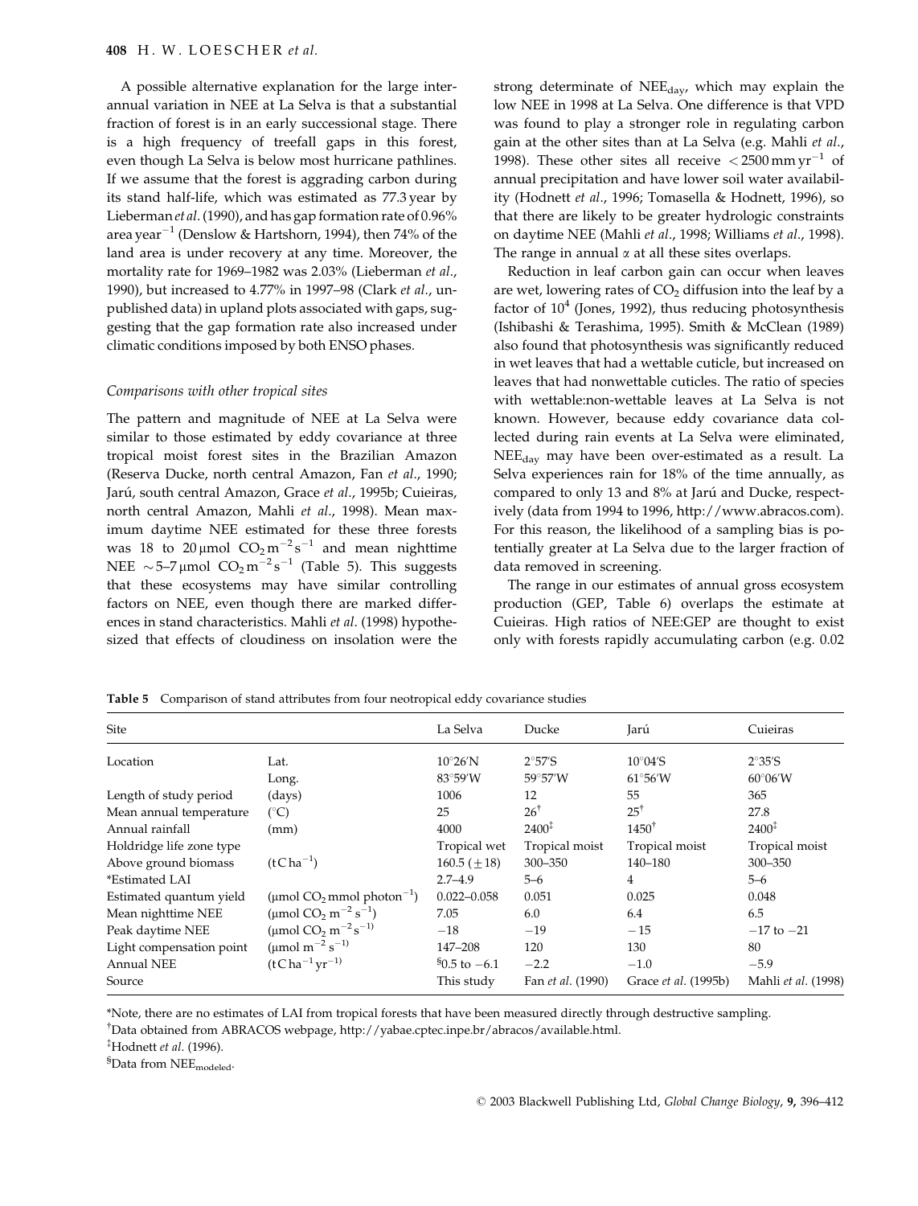A possible alternative explanation for the large interannual variation in NEE at La Selva is that a substantial fraction of forest is in an early successional stage. There is a high frequency of treefall gaps in this forest, even though La Selva is below most hurricane pathlines. If we assume that the forest is aggrading carbon during its stand half-life, which was estimated as 77.3 year by Lieberman *et al*. (1990), and has gap formation rate of 0.96% area $year^{-1}$ (Denslow & Hartshorn, 1994), then 74% of the land area is under recovery at any time. Moreover, the mortality rate for 1969–1982 was 2.03% (Lieberman *et al*., 1990), but increased to 4.77% in 1997–98 (Clark *et al*., unpublished data) in upland plots associated with gaps, suggesting that the gap formation rate also increased under climatic conditions imposed by both ENSO phases.

### *Comparisons with other tropical sites*

The pattern and magnitude of NEE at La Selva were similar to those estimated by eddy covariance at three tropical moist forest sites in the Brazilian Amazon (Reserva Ducke, north central Amazon, Fan *et al*., 1990; Jarú, south central Amazon, Grace *et al*., 1995b; Cuieiras, north central Amazon, Mahli *et al*., 1998). Mean maximum daytime NEE estimated for these three forests was 18 to 20 $\mu$mol $CO_2\,m^{-2}\,s^{-1}$ and mean nighttime NEE $\sim$5–7 $\mu$mol $CO_2\,m^{-2}\,s^{-1}$ (Table 5). This suggests that these ecosystems may have similar controlling factors on NEE, even though there are marked differences in stand characteristics. Mahli *et al*. (1998) hypothesized that effects of cloudiness on insolation were the strong determinate of $NEE_{day}$, which may explain the low NEE in 1998 at La Selva. One difference is that VPD was found to play a stronger role in regulating carbon gain at the other sites than at La Selva (e.g. Mahli *et al*., 1998). These other sites all receive $<2500\,mm\,yr^{-1}$ of annual precipitation and have lower soil water availability (Hodnett *et al*., 1996; Tomasella & Hodnett, 1996), so that there are likely to be greater hydrologic constraints on daytime NEE (Mahli *et al*., 1998; Williams *et al*., 1998). The range in annual $\alpha$ at all these sites overlaps.

Reduction in leaf carbon gain can occur when leaves are wet, lowering rates of $CO_2$ diffusion into the leaf by a factor of $10^4$ (Jones, 1992), thus reducing photosynthesis (Ishibashi & Terashima, 1995). Smith & McClean (1989) also found that photosynthesis was significantly reduced in wet leaves that had a wettable cuticle, but increased on leaves that had nonwettable cuticles. The ratio of species with wettable:non-wettable leaves at La Selva is not known. However, because eddy covariance data collected during rain events at La Selva were eliminated, $NEE_{day}$ may have been over-estimated as a result. La Selva experiences rain for 18% of the time annually, as compared to only 13 and 8% at Jarú and Ducke, respectively (data from 1994 to 1996, http://www.abracos.com). For this reason, the likelihood of a sampling bias is potentially greater at La Selva due to the larger fraction of data removed in screening.

The range in our estimates of annual gross ecosystem production (GEP, Table 6) overlaps the estimate at Cuieiras. High ratios of NEE:GEP are thought to exist only with forests rapidly accumulating carbon (e.g. 0.02

**Table 5** Comparison of stand attributes from four neotropical eddy covariance studies

| Site | | La Selva | Ducke | Jarú | Cuieiras |
|---|---|---|---|---|---|
| Location | Lat. | 10°26′N | 2°57′S | 10°04′S | 2°35′S |
| | Long. | 83°59′W | 59°57′W | 61°56′W | 60°06′W |
| Length of study period | (days) | 1006 | 12 | 55 | 365 |
| Mean annual temperature | (°C) | 25 | 26[†] | 25[†] | 27.8 |
| Annual rainfall | (mm) | 4000 | 2400[‡] | 1450[†] | 2400[‡] |
| Holdridge life zone type | | Tropical wet | Tropical moist | Tropical moist | Tropical moist |
| Above ground biomass | ($t\,C\,ha^{-1}$) | 160.5 ($\pm$18) | 300–350 | 140–180 | 300–350 |
| *Estimated LAI | | 2.7–4.9 | 5–6 | 4 | 5–6 |
| Estimated quantum yield | ($\mu$mol $CO_2$ mmol $photon^{-1}$) | 0.022–0.058 | 0.051 | 0.025 | 0.048 |
| Mean nighttime NEE | ($\mu$mol $CO_2\,m^{-2}\,s^{-1}$) | 7.05 | 6.0 | 6.4 | 6.5 |
| Peak daytime NEE | ($\mu$mol $CO_2\,m^{-2}\,s^{-1}$) | −18 | −19 | −15 | −17 to −21 |
| Light compensation point | ($\mu$mol $m^{-2}\,s^{-1}$) | 147–208 | 120 | 130 | 80 |
| Annual NEE | ($t\,C\,ha^{-1}\,yr^{-1}$) | [§]0.5 to −6.1 | −2.2 | −1.0 | −5.9 |
| Source | | This study | Fan *et al*. (1990) | Grace *et al*. (1995b) | Mahli *et al*. (1998) |

*Note, there are no estimates of LAI from tropical forests that have been measured directly through destructive sampling.

[†]Data obtained from ABRACOS webpage, http://yabae.cptec.inpe.br/abracos/available.html.

[‡]Hodnett *et al*. (1996).

[§]Data from $NEE_{modeled}$.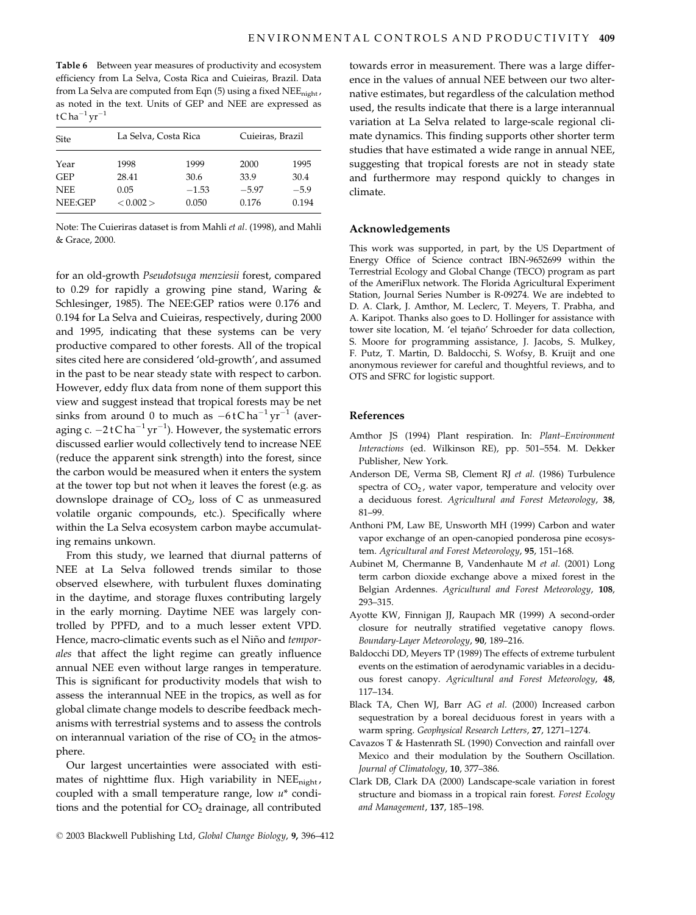**Table 6** Between year measures of productivity and ecosystem efficiency from La Selva, Costa Rica and Cuieiras, Brazil. Data from La Selva are computed from Eqn (5) using a fixed $NEE_{night}$, as noted in the text. Units of GEP and NEE are expressed as $t\,C\,ha^{-1}\,yr^{-1}$

| Site | La Selva, Costa Rica | | Cuieiras, Brazil | |
|---|---|---|---|---|
| Year | 1998 | 1999 | 2000 | 1995 |
| GEP | 28.41 | 30.6 | 33.9 | 30.4 |
| NEE | 0.05 | −1.53 | −5.97 | −5.9 |
| NEE:GEP | < 0.002 > | 0.050 | 0.176 | 0.194 |

Note: The Cuieriras dataset is from Mahli *et al*. (1998), and Mahli & Grace, 2000.

for an old-growth *Pseudotsuga menziesii* forest, compared to 0.29 for rapidly a growing pine stand, Waring & Schlesinger, 1985). The NEE:GEP ratios were 0.176 and 0.194 for La Selva and Cuieiras, respectively, during 2000 and 1995, indicating that these systems can be very productive compared to other forests. All of the tropical sites cited here are considered 'old-growth', and assumed in the past to be near steady state with respect to carbon. However, eddy flux data from none of them support this view and suggest instead that tropical forests may be net sinks from around 0 to much as $-6\,t\,C\,ha^{-1}\,yr^{-1}$ (averaging c. $-2\,t\,C\,ha^{-1}\,yr^{-1}$). However, the systematic errors discussed earlier would collectively tend to increase NEE (reduce the apparent sink strength) into the forest, since the carbon would be measured when it enters the system at the tower top but not when it leaves the forest (e.g. as downslope drainage of $CO_2$, loss of C as unmeasured volatile organic compounds, etc.). Specifically where within the La Selva ecosystem carbon maybe accumulating remains unkown.

From this study, we learned that diurnal patterns of NEE at La Selva followed trends similar to those observed elsewhere, with turbulent fluxes dominating in the daytime, and storage fluxes contributing largely in the early morning. Daytime NEE was largely controlled by PPFD, and to a much lesser extent VPD. Hence, macro-climatic events such as el Niño and *temporales* that affect the light regime can greatly influence annual NEE even without large ranges in temperature. This is significant for productivity models that wish to assess the interannual NEE in the tropics, as well as for global climate change models to describe feedback mechanisms with terrestrial systems and to assess the controls on interannual variation of the rise of $CO_2$ in the atmosphere.

Our largest uncertainties were associated with estimates of nighttime flux. High variability in $NEE_{night}$, coupled with a small temperature range, low $u^*$ conditions and the potential for $CO_2$ drainage, all contributed towards error in measurement. There was a large difference in the values of annual NEE between our two alternative estimates, but regardless of the calculation method used, the results indicate that there is a large interannual variation at La Selva related to large-scale regional climate dynamics. This finding supports other shorter term studies that have estimated a wide range in annual NEE, suggesting that tropical forests are not in steady state and furthermore may respond quickly to changes in climate.

## Acknowledgements

This work was supported, in part, by the US Department of Energy Office of Science contract IBN-9652699 within the Terrestrial Ecology and Global Change (TECO) program as part of the AmeriFlux network. The Florida Agricultural Experiment Station, Journal Series Number is R-09274. We are indebted to D. A. Clark, J. Amthor, M. Leclerc, T. Meyers, T. Prabha, and A. Karipot. Thanks also goes to D. Hollinger for assistance with tower site location, M. 'el tejaño' Schroeder for data collection, S. Moore for programming assistance, J. Jacobs, S. Mulkey, F. Putz, T. Martin, D. Baldocchi, S. Wofsy, B. Kruijt and one anonymous reviewer for careful and thoughtful reviews, and to OTS and SFRC for logistic support.

## References

Amthor JS (1994) Plant respiration. In: *Plant–Environment Interactions* (ed. Wilkinson RE), pp. 501–554. M. Dekker Publisher, New York.

Anderson DE, Verma SB, Clement RJ *et al.* (1986) Turbulence spectra of $CO_2$, water vapor, temperature and velocity over a deciduous forest. *Agricultural and Forest Meteorology*, **38**, 81–99.

Anthoni PM, Law BE, Unsworth MH (1999) Carbon and water vapor exchange of an open-canopied ponderosa pine ecosystem. *Agricultural and Forest Meteorology*, **95**, 151–168.

Aubinet M, Chermanne B, Vandenhaute M *et al.* (2001) Long term carbon dioxide exchange above a mixed forest in the Belgian Ardennes. *Agricultural and Forest Meteorology*, **108**, 293–315.

Ayotte KW, Finnigan JJ, Raupach MR (1999) A second-order closure for neutrally stratified vegetative canopy flows. *Boundary-Layer Meteorology*, **90**, 189–216.

Baldocchi DD, Meyers TP (1989) The effects of extreme turbulent events on the estimation of aerodynamic variables in a deciduous forest canopy. *Agricultural and Forest Meteorology*, **48**, 117–134.

Black TA, Chen WJ, Barr AG *et al.* (2000) Increased carbon sequestration by a boreal deciduous forest in years with a warm spring. *Geophysical Research Letters*, **27**, 1271–1274.

Cavazos T & Hastenrath SL (1990) Convection and rainfall over Mexico and their modulation by the Southern Oscillation. *Journal of Climatology*, **10**, 377–386.

Clark DB, Clark DA (2000) Landscape-scale variation in forest structure and biomass in a tropical rain forest. *Forest Ecology and Management*, **137**, 185–198.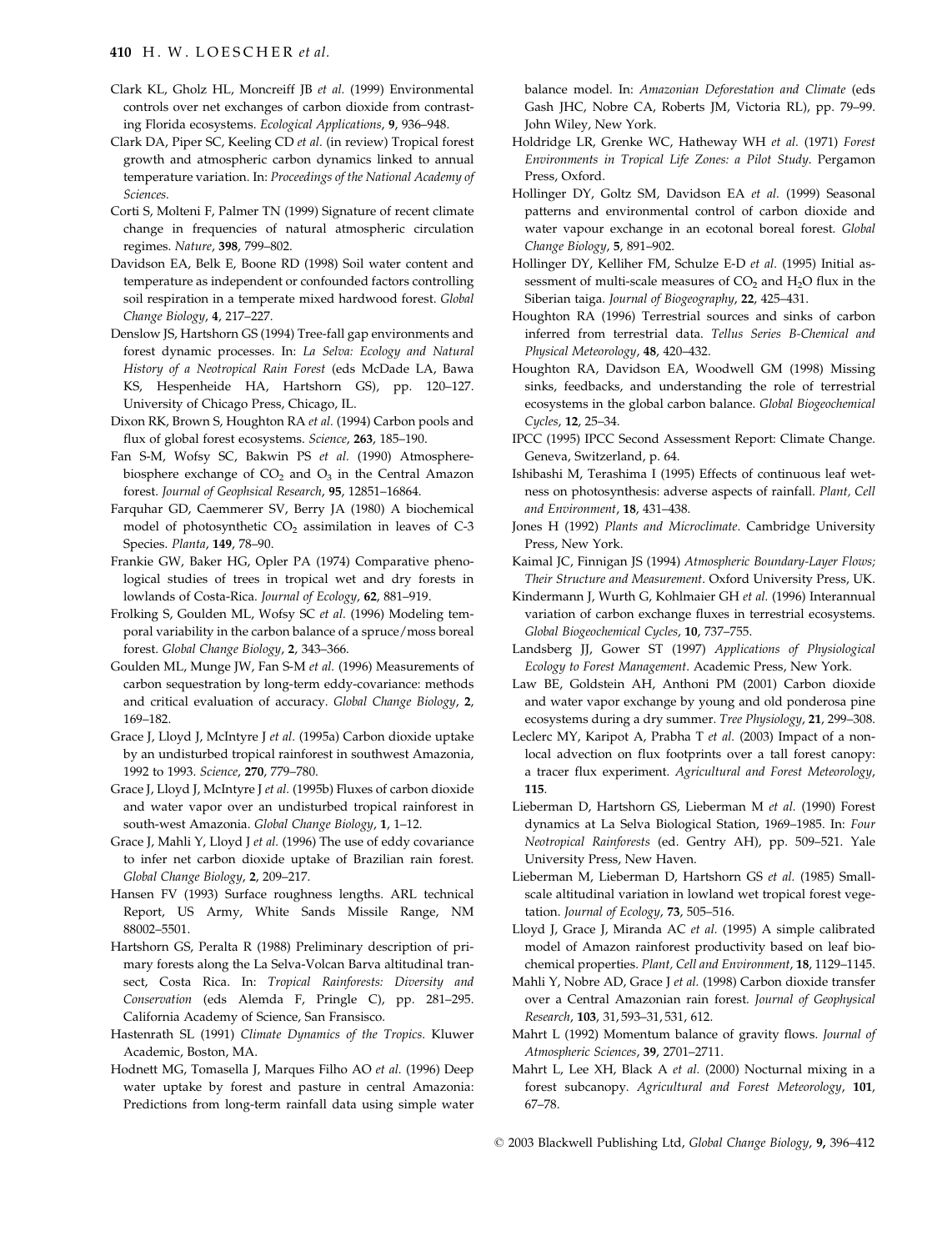Clark KL, Gholz HL, Moncreiff JB *et al.* (1999) Environmental controls over net exchanges of carbon dioxide from contrasting Florida ecosystems. *Ecological Applications*, **9**, 936–948.

Clark DA, Piper SC, Keeling CD *et al.* (in review) Tropical forest growth and atmospheric carbon dynamics linked to annual temperature variation. In: *Proceedings of the National Academy of Sciences.*

Corti S, Molteni F, Palmer TN (1999) Signature of recent climate change in frequencies of natural atmospheric circulation regimes. *Nature*, **398**, 799–802.

Davidson EA, Belk E, Boone RD (1998) Soil water content and temperature as independent or confounded factors controlling soil respiration in a temperate mixed hardwood forest. *Global Change Biology*, **4**, 217–227.

Denslow JS, Hartshorn GS (1994) Tree-fall gap environments and forest dynamic processes. In: *La Selva: Ecology and Natural History of a Neotropical Rain Forest* (eds McDade LA, Bawa KS, Hespenheide HA, Hartshorn GS), pp. 120–127. University of Chicago Press, Chicago, IL.

Dixon RK, Brown S, Houghton RA *et al.* (1994) Carbon pools and flux of global forest ecosystems. *Science*, **263**, 185–190.

Fan S-M, Wofsy SC, Bakwin PS *et al.* (1990) Atmosphere-biosphere exchange of $CO_2$ and $O_3$ in the Central Amazon forest. *Journal of Geophsical Research*, **95**, 12851–16864.

Farquhar GD, Caemmerer SV, Berry JA (1980) A biochemical model of photosynthetic $CO_2$ assimilation in leaves of C-3 Species. *Planta*, **149**, 78–90.

Frankie GW, Baker HG, Opler PA (1974) Comparative phenological studies of trees in tropical wet and dry forests in lowlands of Costa-Rica. *Journal of Ecology*, **62**, 881–919.

Frolking S, Goulden ML, Wofsy SC *et al.* (1996) Modeling temporal variability in the carbon balance of a spruce/moss boreal forest. *Global Change Biology*, **2**, 343–366.

Goulden ML, Munge JW, Fan S-M *et al.* (1996) Measurements of carbon sequestration by long-term eddy-covariance: methods and critical evaluation of accuracy. *Global Change Biology*, **2**, 169–182.

Grace J, Lloyd J, McIntyre J *et al.* (1995a) Carbon dioxide uptake by an undisturbed tropical rainforest in southwest Amazonia, 1992 to 1993. *Science*, **270**, 779–780.

Grace J, Lloyd J, McIntyre J *et al.* (1995b) Fluxes of carbon dioxide and water vapor over an undisturbed tropical rainforest in south-west Amazonia. *Global Change Biology*, **1**, 1–12.

Grace J, Mahli Y, Lloyd J *et al.* (1996) The use of eddy covariance to infer net carbon dioxide uptake of Brazilian rain forest. *Global Change Biology*, **2**, 209–217.

Hansen FV (1993) Surface roughness lengths. ARL technical Report, US Army, White Sands Missile Range, NM 88002–5501.

Hartshorn GS, Peralta R (1988) Preliminary description of primary forests along the La Selva-Volcan Barva altitudinal transect, Costa Rica. In: *Tropical Rainforests: Diversity and Conservation* (eds Alemda F, Pringle C), pp. 281–295. California Academy of Science, San Fransisco.

Hastenrath SL (1991) *Climate Dynamics of the Tropics*. Kluwer Academic, Boston, MA.

Hodnett MG, Tomasella J, Marques Filho AO *et al.* (1996) Deep water uptake by forest and pasture in central Amazonia: Predictions from long-term rainfall data using simple water balance model. In: *Amazonian Deforestation and Climate* (eds Gash JHC, Nobre CA, Roberts JM, Victoria RL), pp. 79–99. John Wiley, New York.

Holdridge LR, Grenke WC, Hatheway WH *et al.* (1971) *Forest Environments in Tropical Life Zones: a Pilot Study*. Pergamon Press, Oxford.

Hollinger DY, Goltz SM, Davidson EA *et al.* (1999) Seasonal patterns and environmental control of carbon dioxide and water vapour exchange in an ecotonal boreal forest. *Global Change Biology*, **5**, 891–902.

Hollinger DY, Kelliher FM, Schulze E-D *et al.* (1995) Initial assessment of multi-scale measures of $CO_2$ and $H_2O$ flux in the Siberian taiga. *Journal of Biogeography*, **22**, 425–431.

Houghton RA (1996) Terrestrial sources and sinks of carbon inferred from terrestrial data. *Tellus Series B-Chemical and Physical Meteorology*, **48**, 420–432.

Houghton RA, Davidson EA, Woodwell GM (1998) Missing sinks, feedbacks, and understanding the role of terrestrial ecosystems in the global carbon balance. *Global Biogeochemical Cycles*, **12**, 25–34.

IPCC (1995) IPCC Second Assessment Report: Climate Change. Geneva, Switzerland, p. 64.

Ishibashi M, Terashima I (1995) Effects of continuous leaf wetness on photosynthesis: adverse aspects of rainfall. *Plant, Cell and Environment*, **18**, 431–438.

Jones H (1992) *Plants and Microclimate*. Cambridge University Press, New York.

Kaimal JC, Finnigan JS (1994) *Atmospheric Boundary-Layer Flows; Their Structure and Measurement*. Oxford University Press, UK.

Kindermann J, Wurth G, Kohlmaier GH *et al.* (1996) Interannual variation of carbon exchange fluxes in terrestrial ecosystems. *Global Biogeochemical Cycles*, **10**, 737–755.

Landsberg JJ, Gower ST (1997) *Applications of Physiological Ecology to Forest Management*. Academic Press, New York.

Law BE, Goldstein AH, Anthoni PM (2001) Carbon dioxide and water vapor exchange by young and old ponderosa pine ecosystems during a dry summer. *Tree Physiology*, **21**, 299–308.

Leclerc MY, Karipot A, Prabha T *et al.* (2003) Impact of a non-local advection on flux footprints over a tall forest canopy: a tracer flux experiment. *Agricultural and Forest Meteorology*, **115**.

Lieberman D, Hartshorn GS, Lieberman M *et al.* (1990) Forest dynamics at La Selva Biological Station, 1969–1985. In: *Four Neotropical Rainforests* (ed. Gentry AH), pp. 509–521. Yale University Press, New Haven.

Lieberman M, Lieberman D, Hartshorn GS *et al.* (1985) Small-scale altitudinal variation in lowland wet tropical forest vegetation. *Journal of Ecology*, **73**, 505–516.

Lloyd J, Grace J, Miranda AC *et al.* (1995) A simple calibrated model of Amazon rainforest productivity based on leaf biochemical properties. *Plant, Cell and Environment*, **18**, 1129–1145.

Mahli Y, Nobre AD, Grace J *et al.* (1998) Carbon dioxide transfer over a Central Amazonian rain forest. *Journal of Geophysical Research*, **103**, 31, 593–31, 531, 612.

Mahrt L (1992) Momentum balance of gravity flows. *Journal of Atmospheric Sciences*, **39**, 2701–2711.

Mahrt L, Lee XH, Black A *et al.* (2000) Nocturnal mixing in a forest subcanopy. *Agricultural and Forest Meteorology*, **101**, 67–78.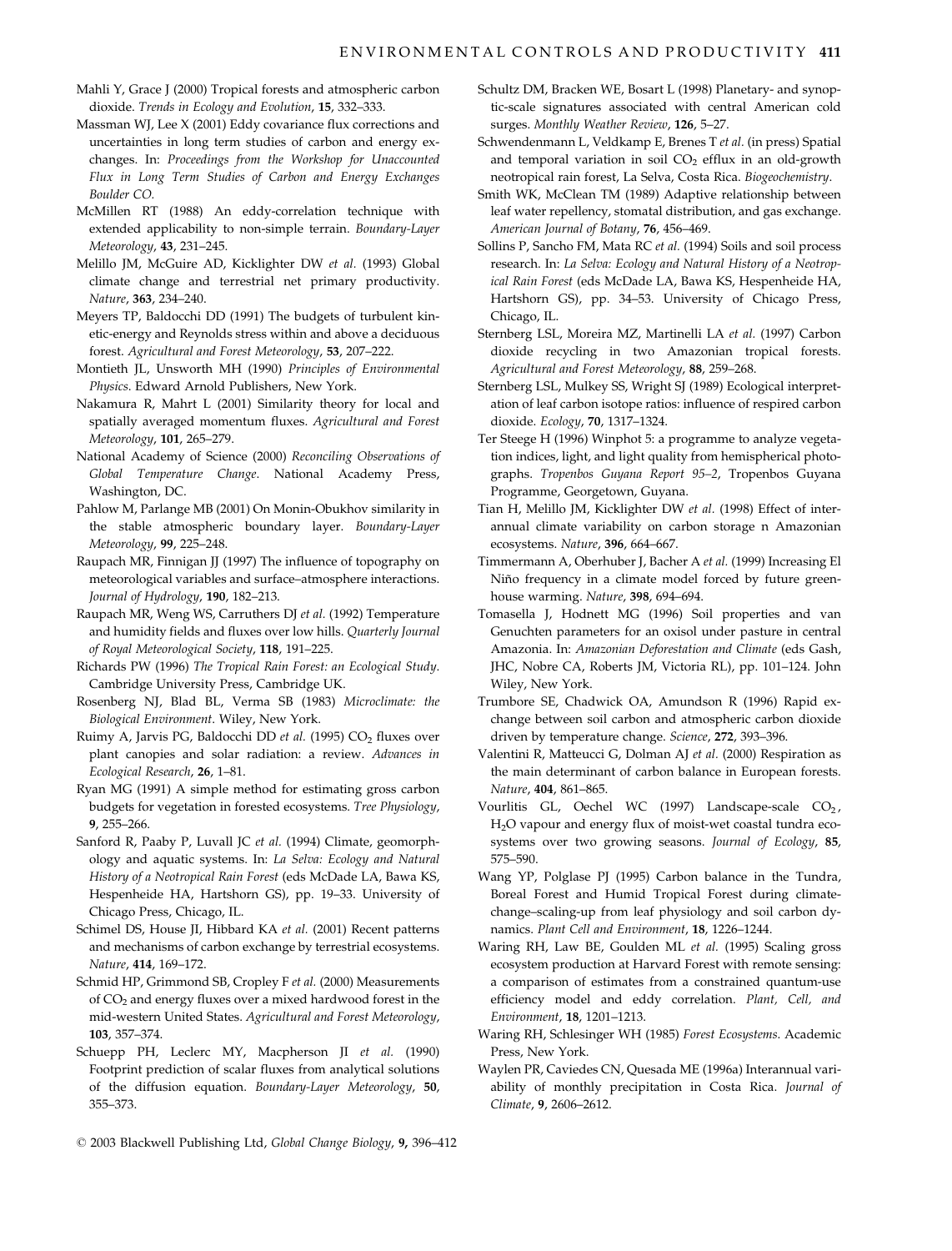Mahli Y, Grace J (2000) Tropical forests and atmospheric carbon dioxide. *Trends in Ecology and Evolution*, **15**, 332–333.

Massman WJ, Lee X (2001) Eddy covariance flux corrections and uncertainties in long term studies of carbon and energy exchanges. In: *Proceedings from the Workshop for Unaccounted Flux in Long Term Studies of Carbon and Energy Exchanges Boulder CO.*

McMillen RT (1988) An eddy-correlation technique with extended applicability to non-simple terrain. *Boundary-Layer Meteorology*, **43**, 231–245.

Melillo JM, McGuire AD, Kicklighter DW *et al.* (1993) Global climate change and terrestrial net primary productivity. *Nature*, **363**, 234–240.

Meyers TP, Baldocchi DD (1991) The budgets of turbulent kinetic-energy and Reynolds stress within and above a deciduous forest. *Agricultural and Forest Meteorology*, **53**, 207–222.

Montieth JL, Unsworth MH (1990) *Principles of Environmental Physics*. Edward Arnold Publishers, New York.

Nakamura R, Mahrt L (2001) Similarity theory for local and spatially averaged momentum fluxes. *Agricultural and Forest Meteorology*, **101**, 265–279.

National Academy of Science (2000) *Reconciling Observations of Global Temperature Change*. National Academy Press, Washington, DC.

Pahlow M, Parlange MB (2001) On Monin-Obukhov similarity in the stable atmospheric boundary layer. *Boundary-Layer Meteorology*, **99**, 225–248.

Raupach MR, Finnigan JJ (1997) The influence of topography on meteorological variables and surface–atmosphere interactions. *Journal of Hydrology*, **190**, 182–213.

Raupach MR, Weng WS, Carruthers DJ *et al.* (1992) Temperature and humidity fields and fluxes over low hills. *Quarterly Journal of Royal Meteorological Society*, **118**, 191–225.

Richards PW (1996) *The Tropical Rain Forest: an Ecological Study.* Cambridge University Press, Cambridge UK.

Rosenberg NJ, Blad BL, Verma SB (1983) *Microclimate: the Biological Environment*. Wiley, New York.

Ruimy A, Jarvis PG, Baldocchi DD *et al.* (1995) $CO_2$ fluxes over plant canopies and solar radiation: a review. *Advances in Ecological Research*, **26**, 1–81.

Ryan MG (1991) A simple method for estimating gross carbon budgets for vegetation in forested ecosystems. *Tree Physiology*, **9**, 255–266.

Sanford R, Paaby P, Luvall JC *et al.* (1994) Climate, geomorphology and aquatic systems. In: *La Selva: Ecology and Natural History of a Neotropical Rain Forest* (eds McDade LA, Bawa KS, Hespenheide HA, Hartshorn GS), pp. 19–33. University of Chicago Press, Chicago, IL.

Schimel DS, House JI, Hibbard KA *et al.* (2001) Recent patterns and mechanisms of carbon exchange by terrestrial ecosystems. *Nature*, **414**, 169–172.

Schmid HP, Grimmond SB, Cropley F *et al.* (2000) Measurements of $CO_2$ and energy fluxes over a mixed hardwood forest in the mid-western United States. *Agricultural and Forest Meteorology*, **103**, 357–374.

Schuepp PH, Leclerc MY, Macpherson JI *et al.* (1990) Footprint prediction of scalar fluxes from analytical solutions of the diffusion equation. *Boundary-Layer Meteorology*, **50**, 355–373.

Schultz DM, Bracken WE, Bosart L (1998) Planetary- and synoptic-scale signatures associated with central American cold surges. *Monthly Weather Review*, **126**, 5–27.

Schwendenmann L, Veldkamp E, Brenes T *et al.* (in press) Spatial and temporal variation in soil $CO_2$ efflux in an old-growth neotropical rain forest, La Selva, Costa Rica. *Biogeochemistry*.

Smith WK, McClean TM (1989) Adaptive relationship between leaf water repellency, stomatal distribution, and gas exchange. *American Journal of Botany*, **76**, 456–469.

Sollins P, Sancho FM, Mata RC *et al.* (1994) Soils and soil process research. In: *La Selva: Ecology and Natural History of a Neotropical Rain Forest* (eds McDade LA, Bawa KS, Hespenheide HA, Hartshorn GS), pp. 34–53. University of Chicago Press, Chicago, IL.

Sternberg LSL, Moreira MZ, Martinelli LA *et al.* (1997) Carbon dioxide recycling in two Amazonian tropical forests. *Agricultural and Forest Meteorology*, **88**, 259–268.

Sternberg LSL, Mulkey SS, Wright SJ (1989) Ecological interpretation of leaf carbon isotope ratios: influence of respired carbon dioxide. *Ecology*, **70**, 1317–1324.

Ter Steege H (1996) Winphot 5: a programme to analyze vegetation indices, light, and light quality from hemispherical photographs. *Tropenbos Guyana Report 95–2*, Tropenbos Guyana Programme, Georgetown, Guyana.

Tian H, Melillo JM, Kicklighter DW *et al.* (1998) Effect of interannual climate variability on carbon storage n Amazonian ecosystems. *Nature*, **396**, 664–667.

Timmermann A, Oberhuber J, Bacher A *et al.* (1999) Increasing El Niño frequency in a climate model forced by future greenhouse warming. *Nature*, **398**, 694–694.

Tomasella J, Hodnett MG (1996) Soil properties and van Genuchten parameters for an oxisol under pasture in central Amazonia. In: *Amazonian Deforestation and Climate* (eds Gash, JHC, Nobre CA, Roberts JM, Victoria RL), pp. 101–124. John Wiley, New York.

Trumbore SE, Chadwick OA, Amundson R (1996) Rapid exchange between soil carbon and atmospheric carbon dioxide driven by temperature change. *Science*, **272**, 393–396.

Valentini R, Matteucci G, Dolman AJ *et al.* (2000) Respiration as the main determinant of carbon balance in European forests. *Nature*, **404**, 861–865.

Vourlitis GL, Oechel WC (1997) Landscape-scale $CO_2$, $H_2O$ vapour and energy flux of moist-wet coastal tundra ecosystems over two growing seasons. *Journal of Ecology*, **85**, 575–590.

Wang YP, Polglase PJ (1995) Carbon balance in the Tundra, Boreal Forest and Humid Tropical Forest during climate-change–scaling-up from leaf physiology and soil carbon dynamics. *Plant Cell and Environment*, **18**, 1226–1244.

Waring RH, Law BE, Goulden ML *et al.* (1995) Scaling gross ecosystem production at Harvard Forest with remote sensing: a comparison of estimates from a constrained quantum-use efficiency model and eddy correlation. *Plant, Cell, and Environment*, **18**, 1201–1213.

Waring RH, Schlesinger WH (1985) *Forest Ecosystems*. Academic Press, New York.

Waylen PR, Caviedes CN, Quesada ME (1996a) Interannual variability of monthly precipitation in Costa Rica. *Journal of Climate*, **9**, 2606–2612.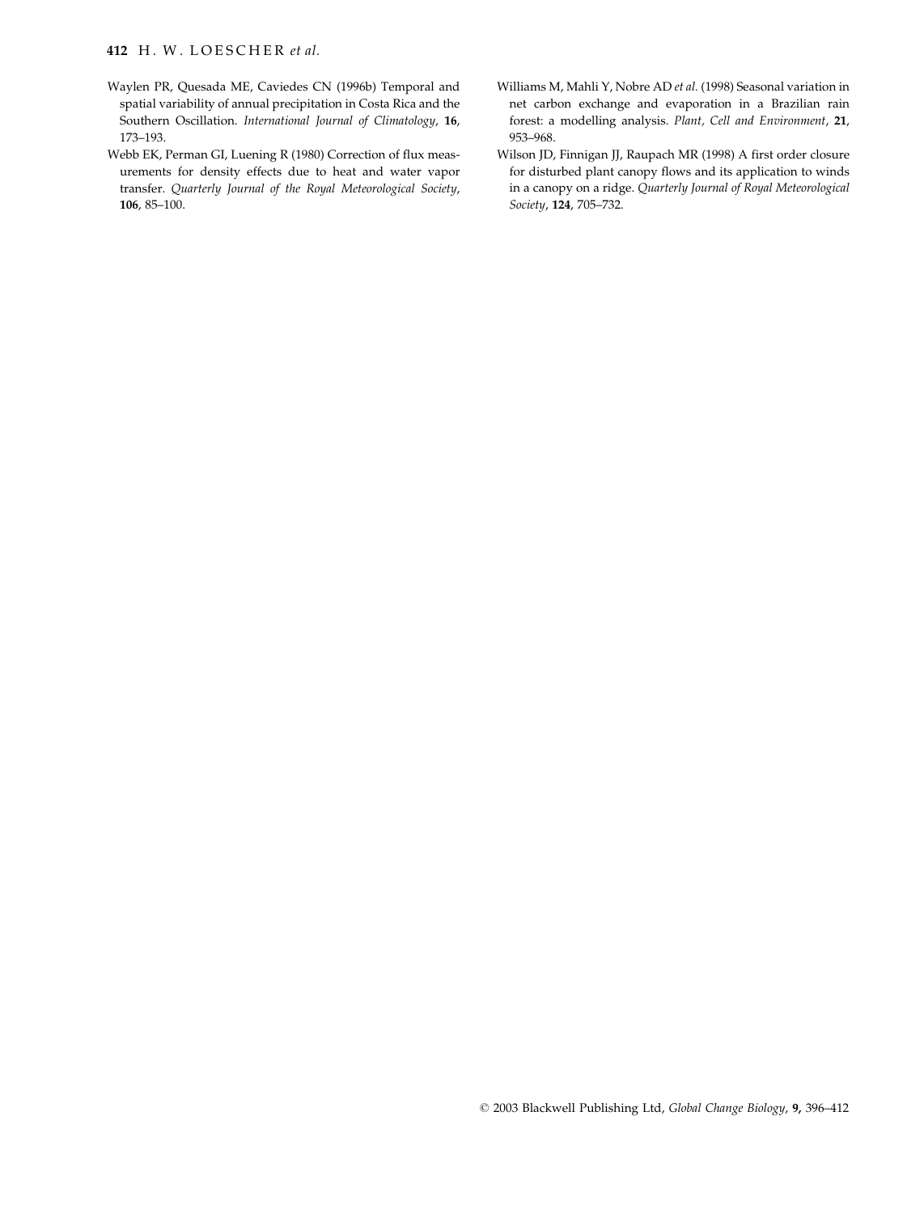Waylen PR, Quesada ME, Caviedes CN (1996b) Temporal and spatial variability of annual precipitation in Costa Rica and the Southern Oscillation. *International Journal of Climatology*, **16**, 173–193.

Webb EK, Perman GI, Luening R (1980) Correction of flux measurements for density effects due to heat and water vapor transfer. *Quarterly Journal of the Royal Meteorological Society*, **106**, 85–100.

Williams M, Mahli Y, Nobre AD *et al.* (1998) Seasonal variation in net carbon exchange and evaporation in a Brazilian rain forest: a modelling analysis. *Plant, Cell and Environment*, **21**, 953–968.

Wilson JD, Finnigan JJ, Raupach MR (1998) A first order closure for disturbed plant canopy flows and its application to winds in a canopy on a ridge. *Quarterly Journal of Royal Meteorological Society*, **124**, 705–732.